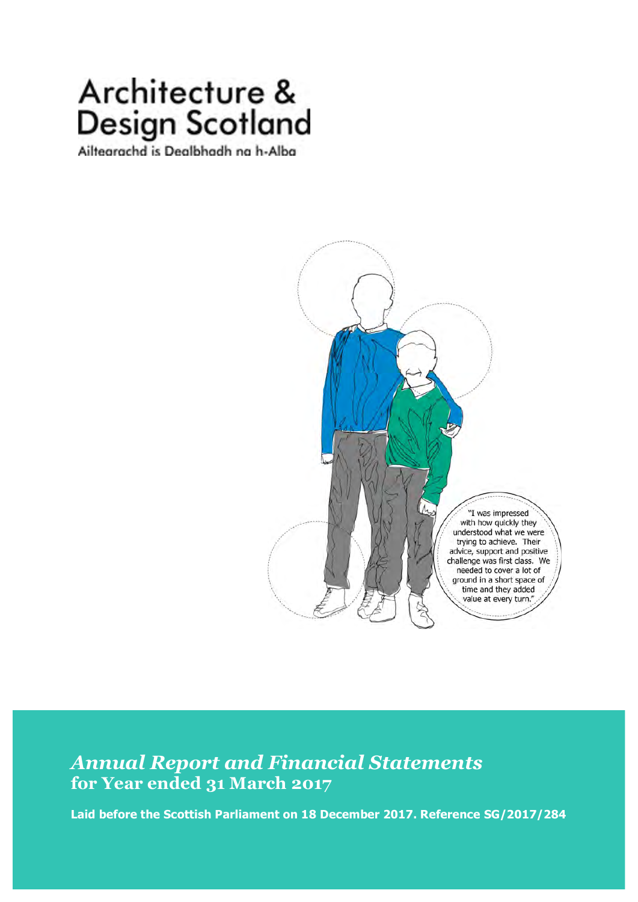# Architecture & Design Scotland

Ailtearachd is Dealbhadh na h-Alba

"I was impressed with how quickly they understood what we were trying to achieve. Their advice, support and positive challenge was first class. We needed to cover a lot of ground in a short space of time and they added value at every turn."

## *Annual Report and Financial Statements* for Year ended 31 March 2017

**Laid before the Scottish Parliament on 18 December 2017. Reference SG/2017/284**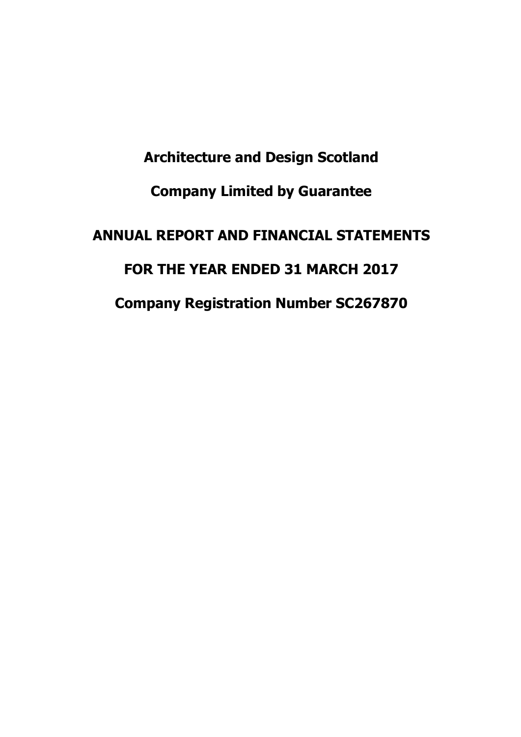# Architecture and Design Scotland

## Company Limited by Guarantee

## ANNUAL REPORT AND FINANCIAL STATEMENTS

## FOR THE YEAR ENDED 31 MARCH 2017

## Company Registration Number SC267870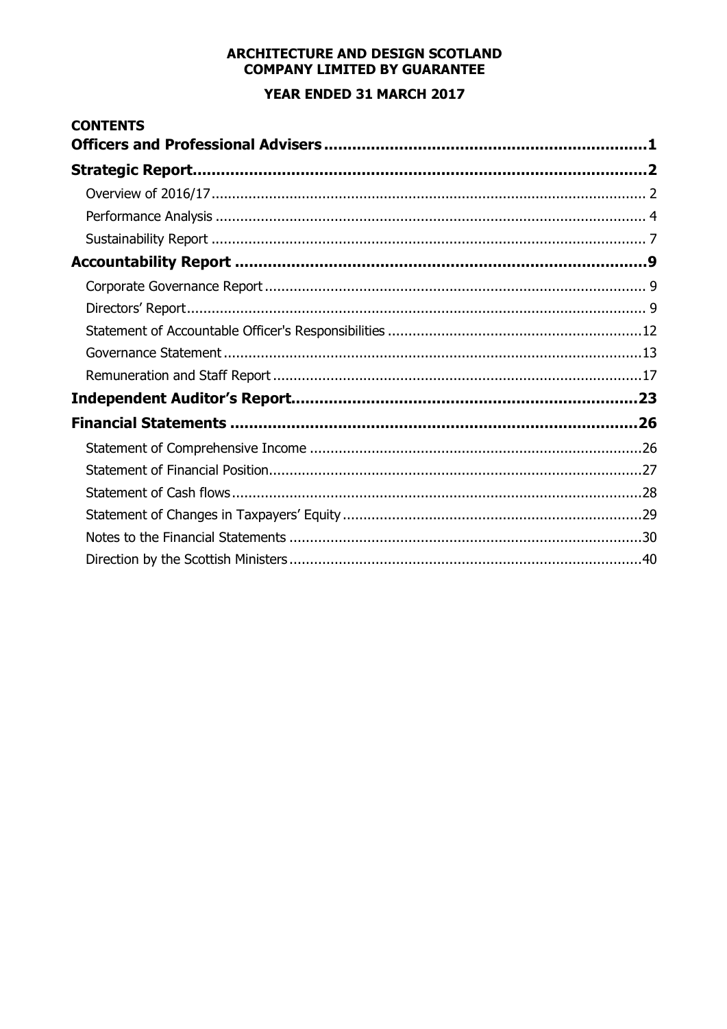**ARCHITECTURE AND DESIGN SCOTLAND**
**COMPANY LIMITED BY GUARANTEE**

**YEAR ENDED 31 MARCH 2017**

**CONTENTS**

**Officers and Professional Advisers** .......... **1**

**Strategic Report** .......... **2**

- Overview of 2016/17 .......... 2
- Performance Analysis .......... 4
- Sustainability Report .......... 7

**Accountability Report** .......... **9**

- Corporate Governance Report .......... 9
- Directors' Report .......... 9
- Statement of Accountable Officer's Responsibilities .......... 12
- Governance Statement .......... 13
- Remuneration and Staff Report .......... 17

**Independent Auditor's Report** .......... **23**

**Financial Statements** .......... **26**

- Statement of Comprehensive Income .......... 26
- Statement of Financial Position .......... 27
- Statement of Cash flows .......... 28
- Statement of Changes in Taxpayers' Equity .......... 29
- Notes to the Financial Statements .......... 30
- Direction by the Scottish Ministers .......... 40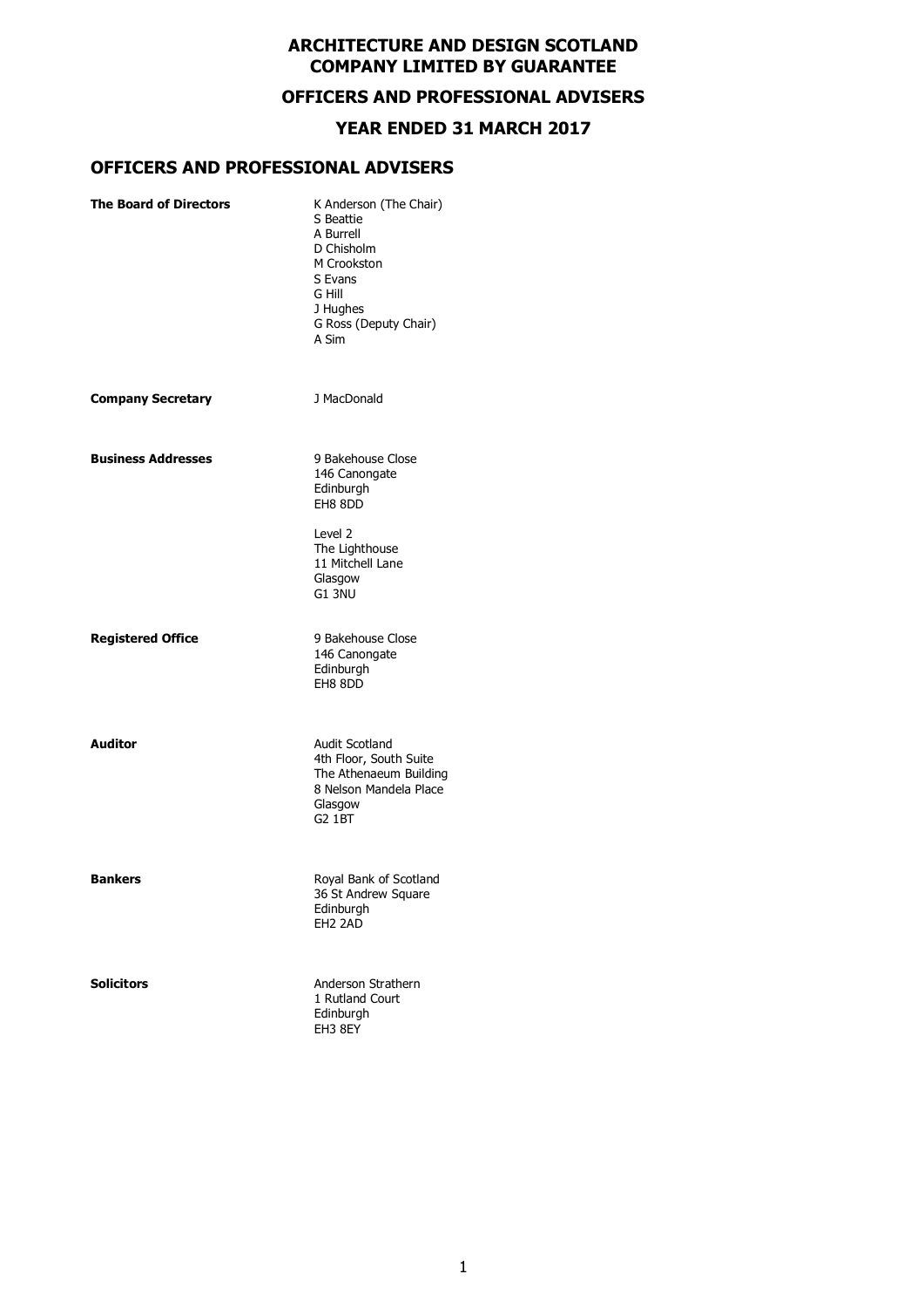# ARCHITECTURE AND DESIGN SCOTLAND COMPANY LIMITED BY GUARANTEE

## OFFICERS AND PROFESSIONAL ADVISERS

## YEAR ENDED 31 MARCH 2017

## OFFICERS AND PROFESSIONAL ADVISERS

| | |
|---|---|
| **The Board of Directors** | K Anderson (The Chair)<br>S Beattie<br>A Burrell<br>D Chisholm<br>M Crookston<br>S Evans<br>G Hill<br>J Hughes<br>G Ross (Deputy Chair)<br>A Sim |
| **Company Secretary** | J MacDonald |
| **Business Addresses** | 9 Bakehouse Close<br>146 Canongate<br>Edinburgh<br>EH8 8DD<br><br>Level 2<br>The Lighthouse<br>11 Mitchell Lane<br>Glasgow<br>G1 3NU |
| **Registered Office** | 9 Bakehouse Close<br>146 Canongate<br>Edinburgh<br>EH8 8DD |
| **Auditor** | Audit Scotland<br>4th Floor, South Suite<br>The Athenaeum Building<br>8 Nelson Mandela Place<br>Glasgow<br>G2 1BT |
| **Bankers** | Royal Bank of Scotland<br>36 St Andrew Square<br>Edinburgh<br>EH2 2AD |
| **Solicitors** | Anderson Strathern<br>1 Rutland Court<br>Edinburgh<br>EH3 8EY |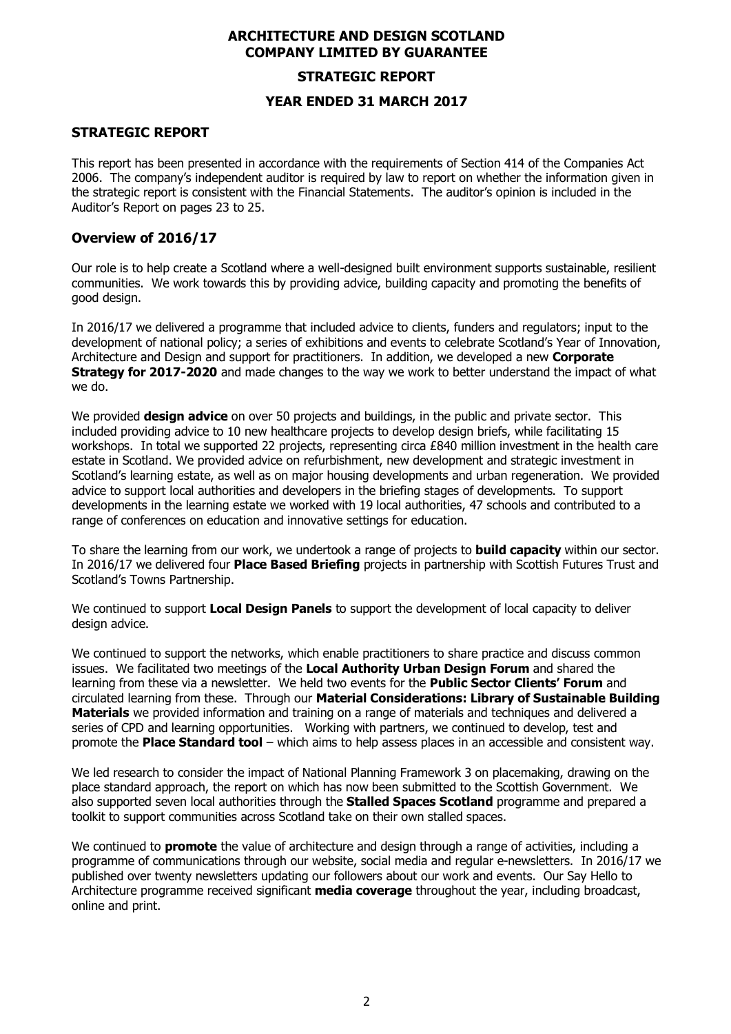# ARCHITECTURE AND DESIGN SCOTLAND
# COMPANY LIMITED BY GUARANTEE

## STRATEGIC REPORT

## YEAR ENDED 31 MARCH 2017

## STRATEGIC REPORT

This report has been presented in accordance with the requirements of Section 414 of the Companies Act 2006. The company's independent auditor is required by law to report on whether the information given in the strategic report is consistent with the Financial Statements. The auditor's opinion is included in the Auditor's Report on pages 23 to 25.

## Overview of 2016/17

Our role is to help create a Scotland where a well-designed built environment supports sustainable, resilient communities. We work towards this by providing advice, building capacity and promoting the benefits of good design.

In 2016/17 we delivered a programme that included advice to clients, funders and regulators; input to the development of national policy; a series of exhibitions and events to celebrate Scotland's Year of Innovation, Architecture and Design and support for practitioners. In addition, we developed a new **Corporate Strategy for 2017-2020** and made changes to the way we work to better understand the impact of what we do.

We provided **design advice** on over 50 projects and buildings, in the public and private sector. This included providing advice to 10 new healthcare projects to develop design briefs, while facilitating 15 workshops. In total we supported 22 projects, representing circa £840 million investment in the health care estate in Scotland. We provided advice on refurbishment, new development and strategic investment in Scotland's learning estate, as well as on major housing developments and urban regeneration. We provided advice to support local authorities and developers in the briefing stages of developments. To support developments in the learning estate we worked with 19 local authorities, 47 schools and contributed to a range of conferences on education and innovative settings for education.

To share the learning from our work, we undertook a range of projects to **build capacity** within our sector. In 2016/17 we delivered four **Place Based Briefing** projects in partnership with Scottish Futures Trust and Scotland's Towns Partnership.

We continued to support **Local Design Panels** to support the development of local capacity to deliver design advice.

We continued to support the networks, which enable practitioners to share practice and discuss common issues. We facilitated two meetings of the **Local Authority Urban Design Forum** and shared the learning from these via a newsletter. We held two events for the **Public Sector Clients' Forum** and circulated learning from these. Through our **Material Considerations: Library of Sustainable Building Materials** we provided information and training on a range of materials and techniques and delivered a series of CPD and learning opportunities. Working with partners, we continued to develop, test and promote the **Place Standard tool** – which aims to help assess places in an accessible and consistent way.

We led research to consider the impact of National Planning Framework 3 on placemaking, drawing on the place standard approach, the report on which has now been submitted to the Scottish Government. We also supported seven local authorities through the **Stalled Spaces Scotland** programme and prepared a toolkit to support communities across Scotland take on their own stalled spaces.

We continued to **promote** the value of architecture and design through a range of activities, including a programme of communications through our website, social media and regular e-newsletters. In 2016/17 we published over twenty newsletters updating our followers about our work and events. Our Say Hello to Architecture programme received significant **media coverage** throughout the year, including broadcast, online and print.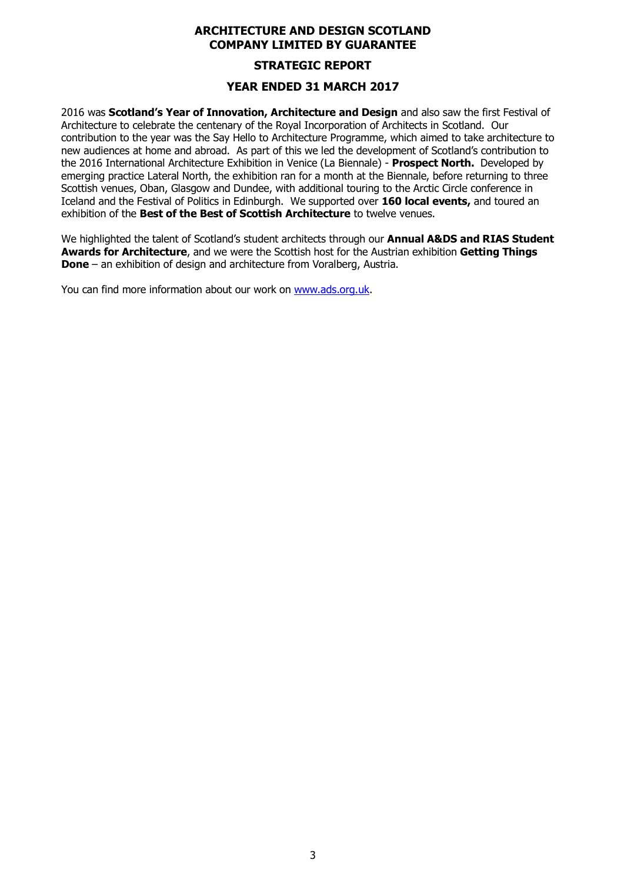# ARCHITECTURE AND DESIGN SCOTLAND
# COMPANY LIMITED BY GUARANTEE

## STRATEGIC REPORT

## YEAR ENDED 31 MARCH 2017

2016 was **Scotland's Year of Innovation, Architecture and Design** and also saw the first Festival of Architecture to celebrate the centenary of the Royal Incorporation of Architects in Scotland. Our contribution to the year was the Say Hello to Architecture Programme, which aimed to take architecture to new audiences at home and abroad. As part of this we led the development of Scotland's contribution to the 2016 International Architecture Exhibition in Venice (La Biennale) - **Prospect North.** Developed by emerging practice Lateral North, the exhibition ran for a month at the Biennale, before returning to three Scottish venues, Oban, Glasgow and Dundee, with additional touring to the Arctic Circle conference in Iceland and the Festival of Politics in Edinburgh. We supported over **160 local events,** and toured an exhibition of the **Best of the Best of Scottish Architecture** to twelve venues.

We highlighted the talent of Scotland's student architects through our **Annual A&DS and RIAS Student Awards for Architecture**, and we were the Scottish host for the Austrian exhibition **Getting Things Done** – an exhibition of design and architecture from Voralberg, Austria.

You can find more information about our work on www.ads.org.uk.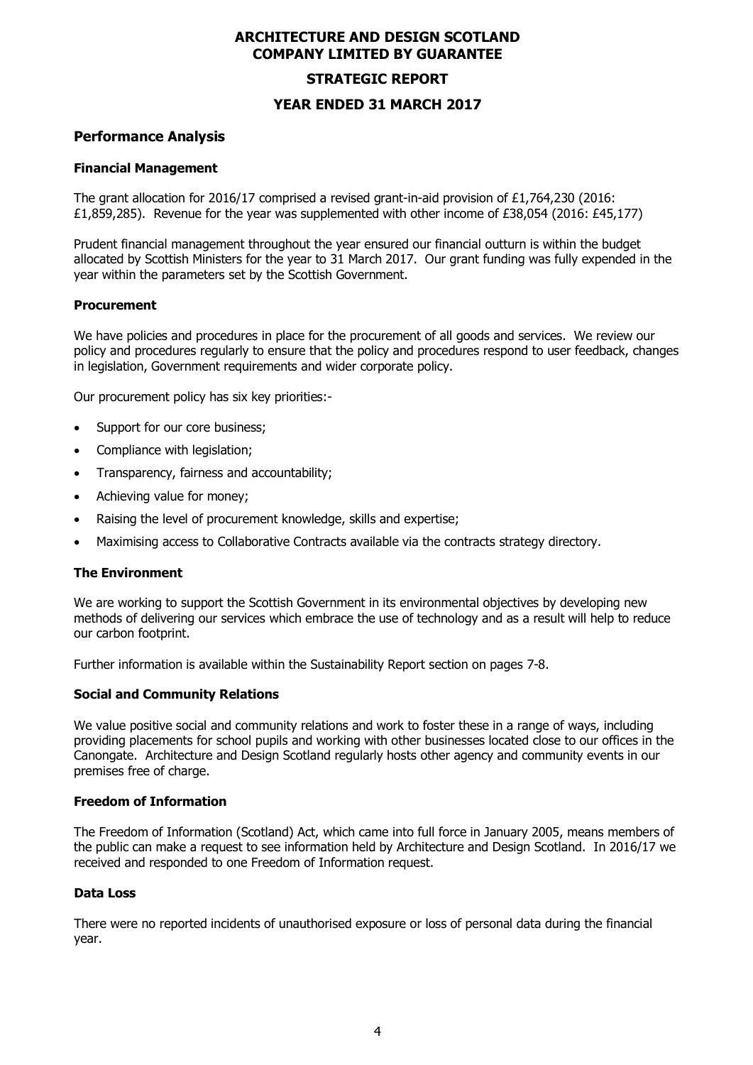## Performance Analysis

### Financial Management

The grant allocation for 2016/17 comprised a revised grant-in-aid provision of £1,764,230 (2016: £1,859,285). Revenue for the year was supplemented with other income of £38,054 (2016: £45,177)

Prudent financial management throughout the year ensured our financial outturn is within the budget allocated by Scottish Ministers for the year to 31 March 2017. Our grant funding was fully expended in the year within the parameters set by the Scottish Government.

### Procurement

We have policies and procedures in place for the procurement of all goods and services. We review our policy and procedures regularly to ensure that the policy and procedures respond to user feedback, changes in legislation, Government requirements and wider corporate policy.

Our procurement policy has six key priorities:-

- Support for our core business;
- Compliance with legislation;
- Transparency, fairness and accountability;
- Achieving value for money;
- Raising the level of procurement knowledge, skills and expertise;
- Maximising access to Collaborative Contracts available via the contracts strategy directory.

### The Environment

We are working to support the Scottish Government in its environmental objectives by developing new methods of delivering our services which embrace the use of technology and as a result will help to reduce our carbon footprint.

Further information is available within the Sustainability Report section on pages 7-8.

### Social and Community Relations

We value positive social and community relations and work to foster these in a range of ways, including providing placements for school pupils and working with other businesses located close to our offices in the Canongate. Architecture and Design Scotland regularly hosts other agency and community events in our premises free of charge.

### Freedom of Information

The Freedom of Information (Scotland) Act, which came into full force in January 2005, means members of the public can make a request to see information held by Architecture and Design Scotland. In 2016/17 we received and responded to one Freedom of Information request.

### Data Loss

There were no reported incidents of unauthorised exposure or loss of personal data during the financial year.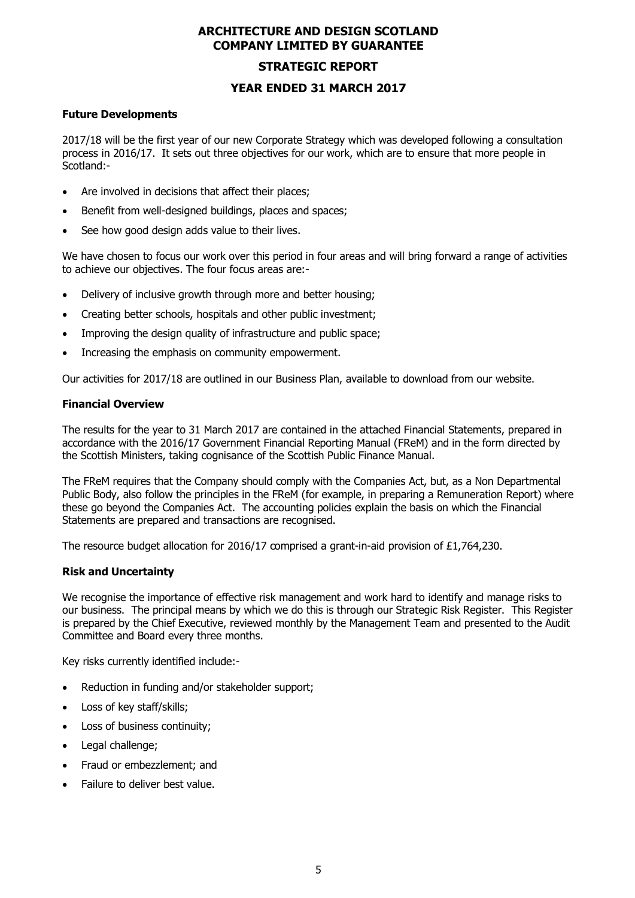# ARCHITECTURE AND DESIGN SCOTLAND
# COMPANY LIMITED BY GUARANTEE

## STRATEGIC REPORT

## YEAR ENDED 31 MARCH 2017

### Future Developments

2017/18 will be the first year of our new Corporate Strategy which was developed following a consultation process in 2016/17. It sets out three objectives for our work, which are to ensure that more people in Scotland:-

- Are involved in decisions that affect their places;
- Benefit from well-designed buildings, places and spaces;
- See how good design adds value to their lives.

We have chosen to focus our work over this period in four areas and will bring forward a range of activities to achieve our objectives. The four focus areas are:-

- Delivery of inclusive growth through more and better housing;
- Creating better schools, hospitals and other public investment;
- Improving the design quality of infrastructure and public space;
- Increasing the emphasis on community empowerment.

Our activities for 2017/18 are outlined in our Business Plan, available to download from our website.

### Financial Overview

The results for the year to 31 March 2017 are contained in the attached Financial Statements, prepared in accordance with the 2016/17 Government Financial Reporting Manual (FReM) and in the form directed by the Scottish Ministers, taking cognisance of the Scottish Public Finance Manual.

The FReM requires that the Company should comply with the Companies Act, but, as a Non Departmental Public Body, also follow the principles in the FReM (for example, in preparing a Remuneration Report) where these go beyond the Companies Act. The accounting policies explain the basis on which the Financial Statements are prepared and transactions are recognised.

The resource budget allocation for 2016/17 comprised a grant-in-aid provision of £1,764,230.

### Risk and Uncertainty

We recognise the importance of effective risk management and work hard to identify and manage risks to our business. The principal means by which we do this is through our Strategic Risk Register. This Register is prepared by the Chief Executive, reviewed monthly by the Management Team and presented to the Audit Committee and Board every three months.

Key risks currently identified include:-

- Reduction in funding and/or stakeholder support;
- Loss of key staff/skills;
- Loss of business continuity;
- Legal challenge;
- Fraud or embezzlement; and
- Failure to deliver best value.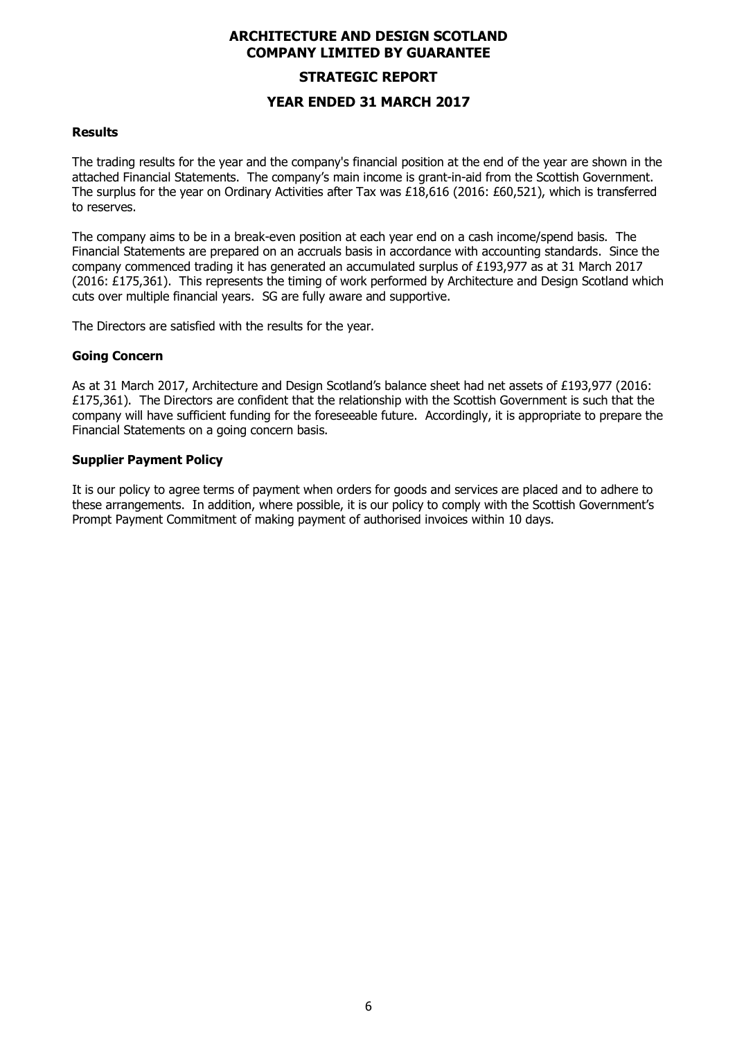# ARCHITECTURE AND DESIGN SCOTLAND
## COMPANY LIMITED BY GUARANTEE

## STRATEGIC REPORT

## YEAR ENDED 31 MARCH 2017

### Results

The trading results for the year and the company's financial position at the end of the year are shown in the attached Financial Statements. The company's main income is grant-in-aid from the Scottish Government. The surplus for the year on Ordinary Activities after Tax was £18,616 (2016: £60,521), which is transferred to reserves.

The company aims to be in a break-even position at each year end on a cash income/spend basis. The Financial Statements are prepared on an accruals basis in accordance with accounting standards. Since the company commenced trading it has generated an accumulated surplus of £193,977 as at 31 March 2017 (2016: £175,361). This represents the timing of work performed by Architecture and Design Scotland which cuts over multiple financial years. SG are fully aware and supportive.

The Directors are satisfied with the results for the year.

### Going Concern

As at 31 March 2017, Architecture and Design Scotland's balance sheet had net assets of £193,977 (2016: £175,361). The Directors are confident that the relationship with the Scottish Government is such that the company will have sufficient funding for the foreseeable future. Accordingly, it is appropriate to prepare the Financial Statements on a going concern basis.

### Supplier Payment Policy

It is our policy to agree terms of payment when orders for goods and services are placed and to adhere to these arrangements. In addition, where possible, it is our policy to comply with the Scottish Government's Prompt Payment Commitment of making payment of authorised invoices within 10 days.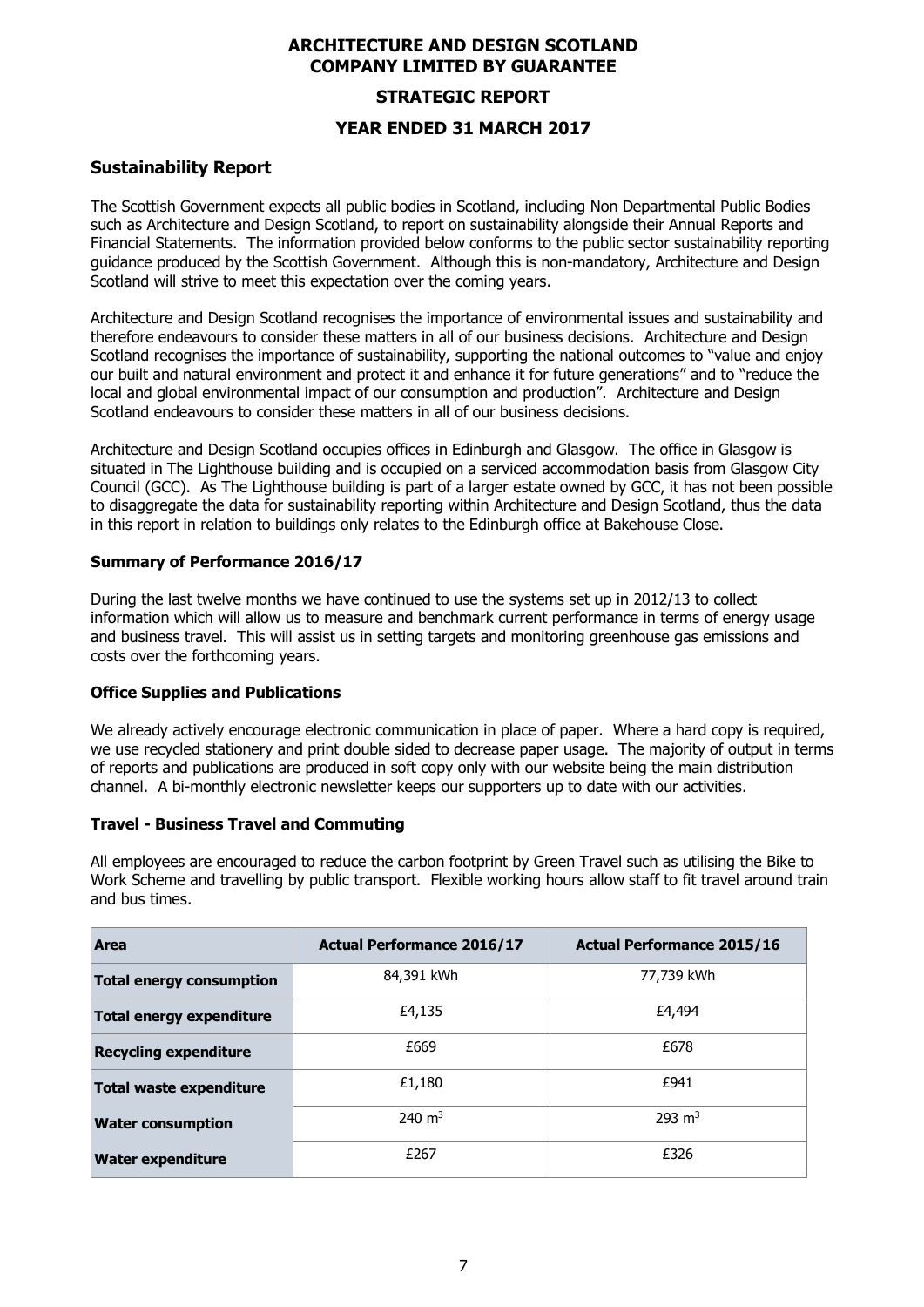# ARCHITECTURE AND DESIGN SCOTLAND
# COMPANY LIMITED BY GUARANTEE

## STRATEGIC REPORT

## YEAR ENDED 31 MARCH 2017

## Sustainability Report

The Scottish Government expects all public bodies in Scotland, including Non Departmental Public Bodies such as Architecture and Design Scotland, to report on sustainability alongside their Annual Reports and Financial Statements. The information provided below conforms to the public sector sustainability reporting guidance produced by the Scottish Government. Although this is non-mandatory, Architecture and Design Scotland will strive to meet this expectation over the coming years.

Architecture and Design Scotland recognises the importance of environmental issues and sustainability and therefore endeavours to consider these matters in all of our business decisions. Architecture and Design Scotland recognises the importance of sustainability, supporting the national outcomes to "value and enjoy our built and natural environment and protect it and enhance it for future generations" and to "reduce the local and global environmental impact of our consumption and production". Architecture and Design Scotland endeavours to consider these matters in all of our business decisions.

Architecture and Design Scotland occupies offices in Edinburgh and Glasgow. The office in Glasgow is situated in The Lighthouse building and is occupied on a serviced accommodation basis from Glasgow City Council (GCC). As The Lighthouse building is part of a larger estate owned by GCC, it has not been possible to disaggregate the data for sustainability reporting within Architecture and Design Scotland, thus the data in this report in relation to buildings only relates to the Edinburgh office at Bakehouse Close.

### Summary of Performance 2016/17

During the last twelve months we have continued to use the systems set up in 2012/13 to collect information which will allow us to measure and benchmark current performance in terms of energy usage and business travel. This will assist us in setting targets and monitoring greenhouse gas emissions and costs over the forthcoming years.

### Office Supplies and Publications

We already actively encourage electronic communication in place of paper. Where a hard copy is required, we use recycled stationery and print double sided to decrease paper usage. The majority of output in terms of reports and publications are produced in soft copy only with our website being the main distribution channel. A bi-monthly electronic newsletter keeps our supporters up to date with our activities.

### Travel - Business Travel and Commuting

All employees are encouraged to reduce the carbon footprint by Green Travel such as utilising the Bike to Work Scheme and travelling by public transport. Flexible working hours allow staff to fit travel around train and bus times.

| Area | Actual Performance 2016/17 | Actual Performance 2015/16 |
|---|---|---|
| **Total energy consumption** | 84,391 kWh | 77,739 kWh |
| **Total energy expenditure** | £4,135 | £4,494 |
| **Recycling expenditure** | £669 | £678 |
| **Total waste expenditure** | £1,180 | £941 |
| **Water consumption** | 240 $m^3$ | 293 $m^3$ |
| **Water expenditure** | £267 | £326 |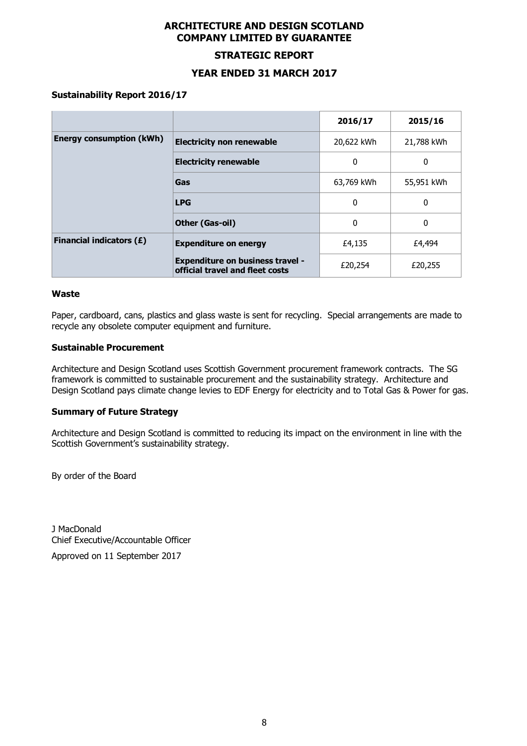# ARCHITECTURE AND DESIGN SCOTLAND
# COMPANY LIMITED BY GUARANTEE

## STRATEGIC REPORT

## YEAR ENDED 31 MARCH 2017

### Sustainability Report 2016/17

| | | 2016/17 | 2015/16 |
|---|---|---|---|
| **Energy consumption (kWh)** | **Electricity non renewable** | 20,622 kWh | 21,788 kWh |
| | **Electricity renewable** | 0 | 0 |
| | **Gas** | 63,769 kWh | 55,951 kWh |
| | **LPG** | 0 | 0 |
| | **Other (Gas-oil)** | 0 | 0 |
| **Financial indicators (£)** | **Expenditure on energy** | £4,135 | £4,494 |
| | **Expenditure on business travel - official travel and fleet costs** | £20,254 | £20,255 |

### Waste

Paper, cardboard, cans, plastics and glass waste is sent for recycling. Special arrangements are made to recycle any obsolete computer equipment and furniture.

### Sustainable Procurement

Architecture and Design Scotland uses Scottish Government procurement framework contracts. The SG framework is committed to sustainable procurement and the sustainability strategy. Architecture and Design Scotland pays climate change levies to EDF Energy for electricity and to Total Gas & Power for gas.

### Summary of Future Strategy

Architecture and Design Scotland is committed to reducing its impact on the environment in line with the Scottish Government's sustainability strategy.

By order of the Board

J MacDonald
Chief Executive/Accountable Officer

Approved on 11 September 2017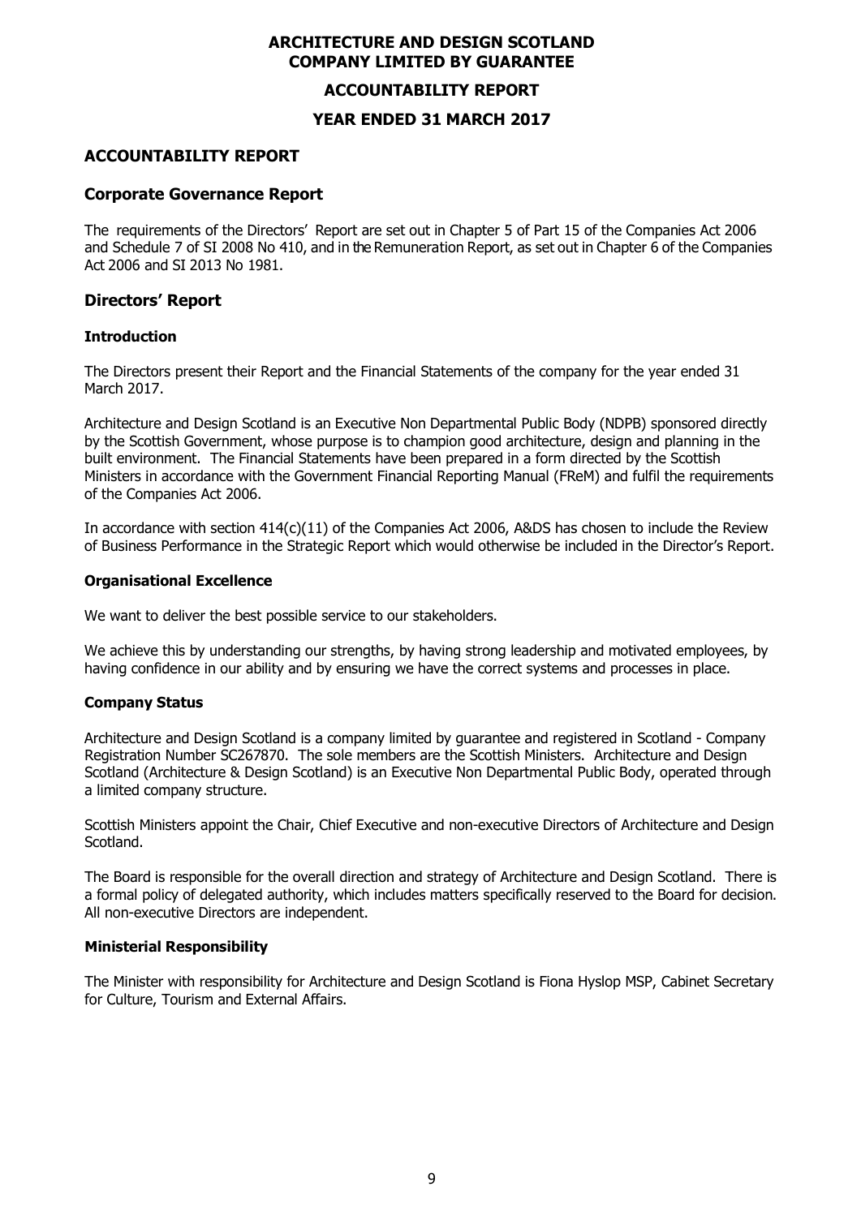## ACCOUNTABILITY REPORT

### Corporate Governance Report

The requirements of the Directors' Report are set out in Chapter 5 of Part 15 of the Companies Act 2006 and Schedule 7 of SI 2008 No 410, and in the Remuneration Report, as set out in Chapter 6 of the Companies Act 2006 and SI 2013 No 1981.

### Directors' Report

#### Introduction

The Directors present their Report and the Financial Statements of the company for the year ended 31 March 2017.

Architecture and Design Scotland is an Executive Non Departmental Public Body (NDPB) sponsored directly by the Scottish Government, whose purpose is to champion good architecture, design and planning in the built environment. The Financial Statements have been prepared in a form directed by the Scottish Ministers in accordance with the Government Financial Reporting Manual (FReM) and fulfil the requirements of the Companies Act 2006.

In accordance with section 414(c)(11) of the Companies Act 2006, A&DS has chosen to include the Review of Business Performance in the Strategic Report which would otherwise be included in the Director's Report.

#### Organisational Excellence

We want to deliver the best possible service to our stakeholders.

We achieve this by understanding our strengths, by having strong leadership and motivated employees, by having confidence in our ability and by ensuring we have the correct systems and processes in place.

#### Company Status

Architecture and Design Scotland is a company limited by guarantee and registered in Scotland - Company Registration Number SC267870. The sole members are the Scottish Ministers. Architecture and Design Scotland (Architecture & Design Scotland) is an Executive Non Departmental Public Body, operated through a limited company structure.

Scottish Ministers appoint the Chair, Chief Executive and non-executive Directors of Architecture and Design Scotland.

The Board is responsible for the overall direction and strategy of Architecture and Design Scotland. There is a formal policy of delegated authority, which includes matters specifically reserved to the Board for decision. All non-executive Directors are independent.

#### Ministerial Responsibility

The Minister with responsibility for Architecture and Design Scotland is Fiona Hyslop MSP, Cabinet Secretary for Culture, Tourism and External Affairs.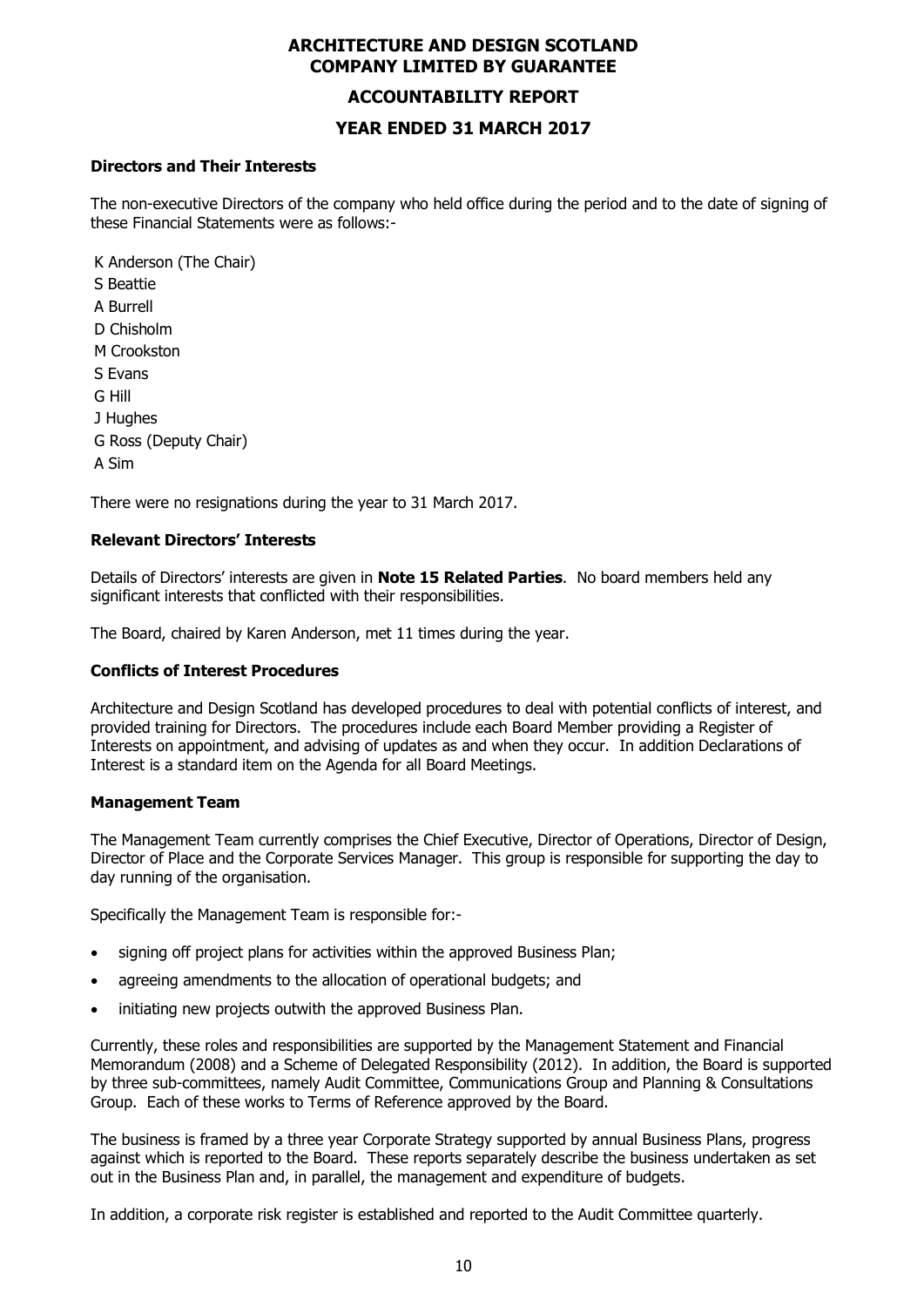# ARCHITECTURE AND DESIGN SCOTLAND
# COMPANY LIMITED BY GUARANTEE

## ACCOUNTABILITY REPORT

## YEAR ENDED 31 MARCH 2017

### Directors and Their Interests

The non-executive Directors of the company who held office during the period and to the date of signing of these Financial Statements were as follows:-

K Anderson (The Chair)
S Beattie
A Burrell
D Chisholm
M Crookston
S Evans
G Hill
J Hughes
G Ross (Deputy Chair)
A Sim

There were no resignations during the year to 31 March 2017.

### Relevant Directors' Interests

Details of Directors' interests are given in **Note 15 Related Parties**. No board members held any significant interests that conflicted with their responsibilities.

The Board, chaired by Karen Anderson, met 11 times during the year.

### Conflicts of Interest Procedures

Architecture and Design Scotland has developed procedures to deal with potential conflicts of interest, and provided training for Directors. The procedures include each Board Member providing a Register of Interests on appointment, and advising of updates as and when they occur. In addition Declarations of Interest is a standard item on the Agenda for all Board Meetings.

### Management Team

The Management Team currently comprises the Chief Executive, Director of Operations, Director of Design, Director of Place and the Corporate Services Manager. This group is responsible for supporting the day to day running of the organisation.

Specifically the Management Team is responsible for:-

- signing off project plans for activities within the approved Business Plan;
- agreeing amendments to the allocation of operational budgets; and
- initiating new projects outwith the approved Business Plan.

Currently, these roles and responsibilities are supported by the Management Statement and Financial Memorandum (2008) and a Scheme of Delegated Responsibility (2012). In addition, the Board is supported by three sub-committees, namely Audit Committee, Communications Group and Planning & Consultations Group. Each of these works to Terms of Reference approved by the Board.

The business is framed by a three year Corporate Strategy supported by annual Business Plans, progress against which is reported to the Board. These reports separately describe the business undertaken as set out in the Business Plan and, in parallel, the management and expenditure of budgets.

In addition, a corporate risk register is established and reported to the Audit Committee quarterly.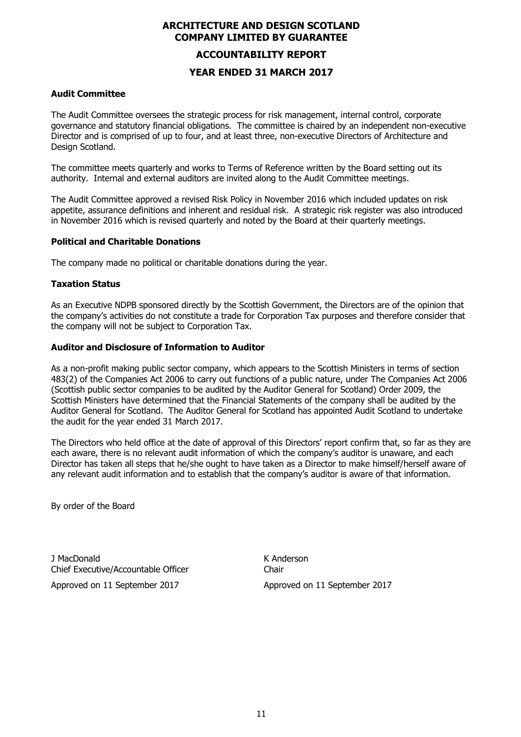**ARCHITECTURE AND DESIGN SCOTLAND**
**COMPANY LIMITED BY GUARANTEE**

**ACCOUNTABILITY REPORT**

**YEAR ENDED 31 MARCH 2017**

### Audit Committee

The Audit Committee oversees the strategic process for risk management, internal control, corporate governance and statutory financial obligations. The committee is chaired by an independent non-executive Director and is comprised of up to four, and at least three, non-executive Directors of Architecture and Design Scotland.

The committee meets quarterly and works to Terms of Reference written by the Board setting out its authority. Internal and external auditors are invited along to the Audit Committee meetings.

The Audit Committee approved a revised Risk Policy in November 2016 which included updates on risk appetite, assurance definitions and inherent and residual risk. A strategic risk register was also introduced in November 2016 which is revised quarterly and noted by the Board at their quarterly meetings.

### Political and Charitable Donations

The company made no political or charitable donations during the year.

### Taxation Status

As an Executive NDPB sponsored directly by the Scottish Government, the Directors are of the opinion that the company's activities do not constitute a trade for Corporation Tax purposes and therefore consider that the company will not be subject to Corporation Tax.

### Auditor and Disclosure of Information to Auditor

As a non-profit making public sector company, which appears to the Scottish Ministers in terms of section 483(2) of the Companies Act 2006 to carry out functions of a public nature, under The Companies Act 2006 (Scottish public sector companies to be audited by the Auditor General for Scotland) Order 2009, the Scottish Ministers have determined that the Financial Statements of the company shall be audited by the Auditor General for Scotland. The Auditor General for Scotland has appointed Audit Scotland to undertake the audit for the year ended 31 March 2017.

The Directors who held office at the date of approval of this Directors' report confirm that, so far as they are each aware, there is no relevant audit information of which the company's auditor is unaware, and each Director has taken all steps that he/she ought to have taken as a Director to make himself/herself aware of any relevant audit information and to establish that the company's auditor is aware of that information.

By order of the Board

J MacDonald
Chief Executive/Accountable Officer
Approved on 11 September 2017

K Anderson
Chair
Approved on 11 September 2017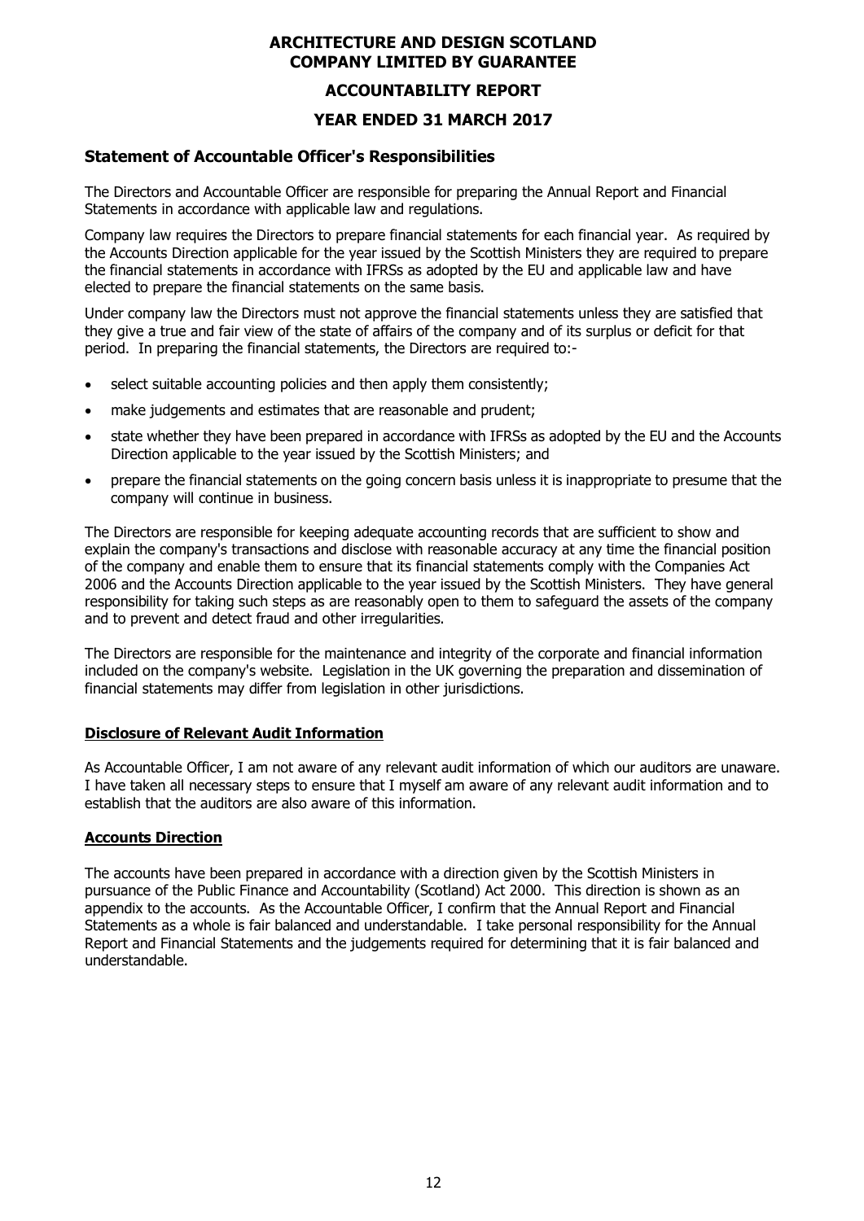# ARCHITECTURE AND DESIGN SCOTLAND COMPANY LIMITED BY GUARANTEE

## ACCOUNTABILITY REPORT

## YEAR ENDED 31 MARCH 2017

### Statement of Accountable Officer's Responsibilities

The Directors and Accountable Officer are responsible for preparing the Annual Report and Financial Statements in accordance with applicable law and regulations.

Company law requires the Directors to prepare financial statements for each financial year. As required by the Accounts Direction applicable for the year issued by the Scottish Ministers they are required to prepare the financial statements in accordance with IFRSs as adopted by the EU and applicable law and have elected to prepare the financial statements on the same basis.

Under company law the Directors must not approve the financial statements unless they are satisfied that they give a true and fair view of the state of affairs of the company and of its surplus or deficit for that period. In preparing the financial statements, the Directors are required to:-

- select suitable accounting policies and then apply them consistently;
- make judgements and estimates that are reasonable and prudent;
- state whether they have been prepared in accordance with IFRSs as adopted by the EU and the Accounts Direction applicable to the year issued by the Scottish Ministers; and
- prepare the financial statements on the going concern basis unless it is inappropriate to presume that the company will continue in business.

The Directors are responsible for keeping adequate accounting records that are sufficient to show and explain the company's transactions and disclose with reasonable accuracy at any time the financial position of the company and enable them to ensure that its financial statements comply with the Companies Act 2006 and the Accounts Direction applicable to the year issued by the Scottish Ministers. They have general responsibility for taking such steps as are reasonably open to them to safeguard the assets of the company and to prevent and detect fraud and other irregularities.

The Directors are responsible for the maintenance and integrity of the corporate and financial information included on the company's website. Legislation in the UK governing the preparation and dissemination of financial statements may differ from legislation in other jurisdictions.

#### Disclosure of Relevant Audit Information

As Accountable Officer, I am not aware of any relevant audit information of which our auditors are unaware. I have taken all necessary steps to ensure that I myself am aware of any relevant audit information and to establish that the auditors are also aware of this information.

#### Accounts Direction

The accounts have been prepared in accordance with a direction given by the Scottish Ministers in pursuance of the Public Finance and Accountability (Scotland) Act 2000. This direction is shown as an appendix to the accounts. As the Accountable Officer, I confirm that the Annual Report and Financial Statements as a whole is fair balanced and understandable. I take personal responsibility for the Annual Report and Financial Statements and the judgements required for determining that it is fair balanced and understandable.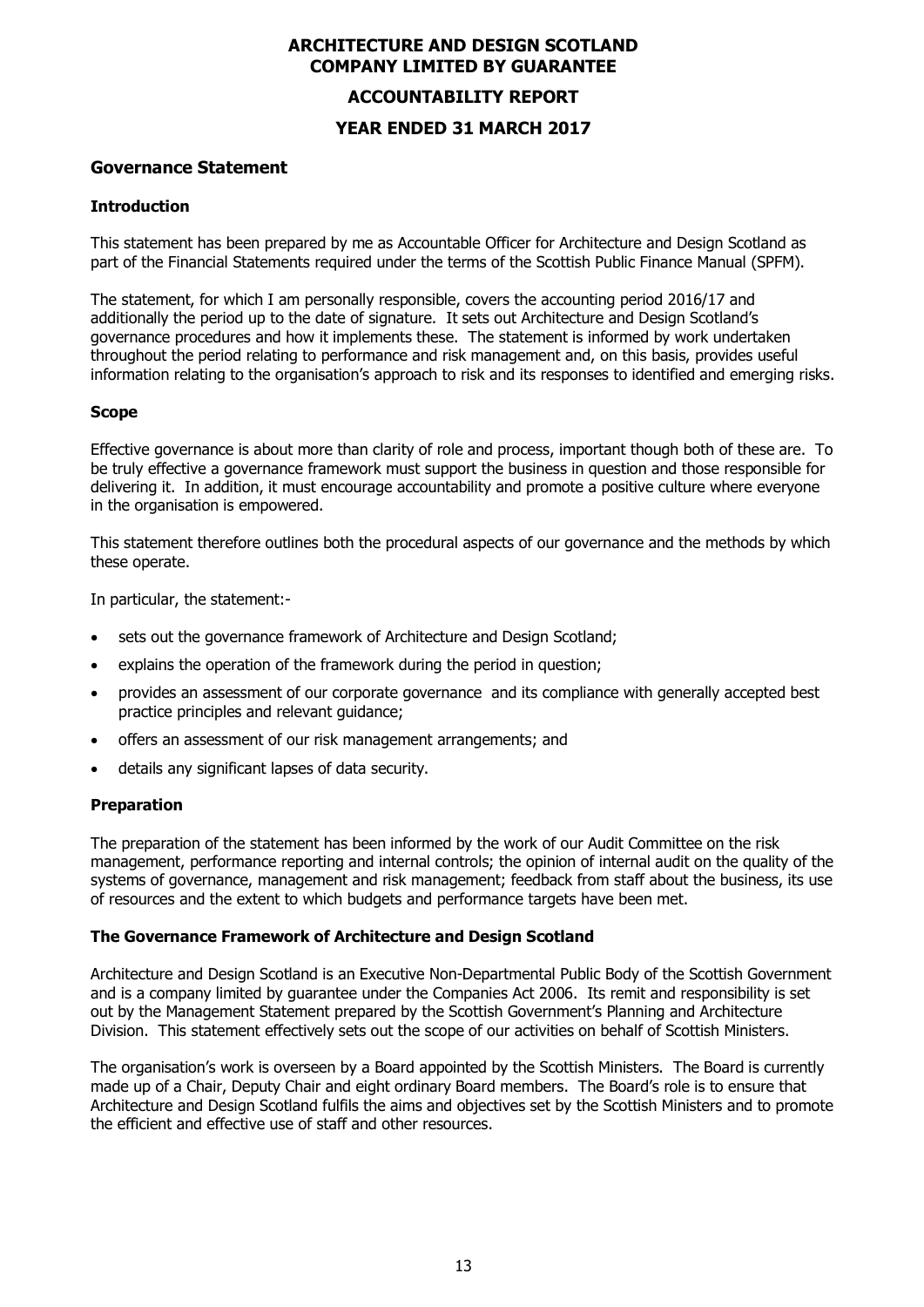# ARCHITECTURE AND DESIGN SCOTLAND COMPANY LIMITED BY GUARANTEE

## ACCOUNTABILITY REPORT

## YEAR ENDED 31 MARCH 2017

### Governance Statement

#### Introduction

This statement has been prepared by me as Accountable Officer for Architecture and Design Scotland as part of the Financial Statements required under the terms of the Scottish Public Finance Manual (SPFM).

The statement, for which I am personally responsible, covers the accounting period 2016/17 and additionally the period up to the date of signature. It sets out Architecture and Design Scotland's governance procedures and how it implements these. The statement is informed by work undertaken throughout the period relating to performance and risk management and, on this basis, provides useful information relating to the organisation's approach to risk and its responses to identified and emerging risks.

#### Scope

Effective governance is about more than clarity of role and process, important though both of these are. To be truly effective a governance framework must support the business in question and those responsible for delivering it. In addition, it must encourage accountability and promote a positive culture where everyone in the organisation is empowered.

This statement therefore outlines both the procedural aspects of our governance and the methods by which these operate.

In particular, the statement:-

- sets out the governance framework of Architecture and Design Scotland;
- explains the operation of the framework during the period in question;
- provides an assessment of our corporate governance and its compliance with generally accepted best practice principles and relevant guidance;
- offers an assessment of our risk management arrangements; and
- details any significant lapses of data security.

#### Preparation

The preparation of the statement has been informed by the work of our Audit Committee on the risk management, performance reporting and internal controls; the opinion of internal audit on the quality of the systems of governance, management and risk management; feedback from staff about the business, its use of resources and the extent to which budgets and performance targets have been met.

#### The Governance Framework of Architecture and Design Scotland

Architecture and Design Scotland is an Executive Non-Departmental Public Body of the Scottish Government and is a company limited by guarantee under the Companies Act 2006. Its remit and responsibility is set out by the Management Statement prepared by the Scottish Government's Planning and Architecture Division. This statement effectively sets out the scope of our activities on behalf of Scottish Ministers.

The organisation's work is overseen by a Board appointed by the Scottish Ministers. The Board is currently made up of a Chair, Deputy Chair and eight ordinary Board members. The Board's role is to ensure that Architecture and Design Scotland fulfils the aims and objectives set by the Scottish Ministers and to promote the efficient and effective use of staff and other resources.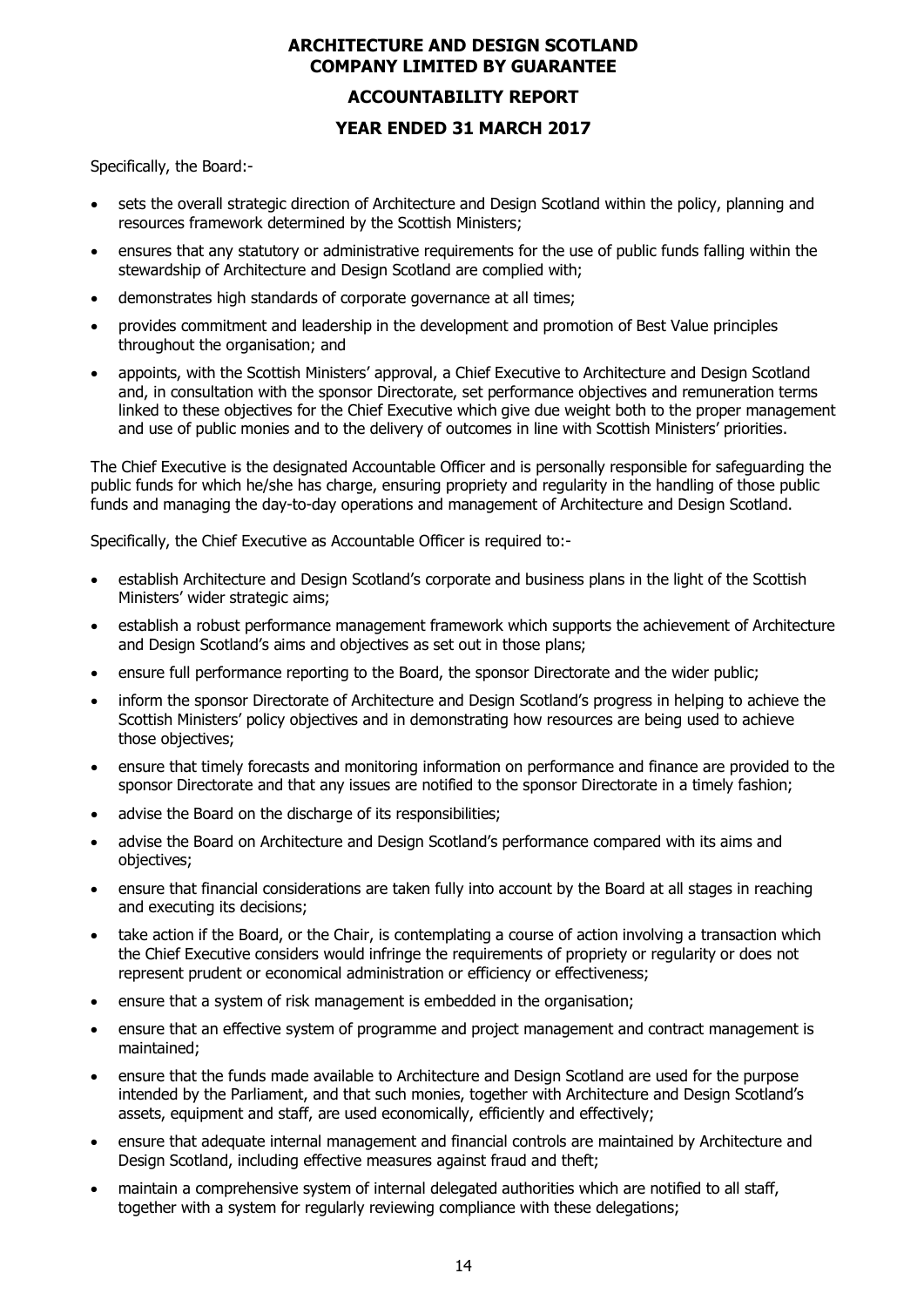Specifically, the Board:-

- sets the overall strategic direction of Architecture and Design Scotland within the policy, planning and resources framework determined by the Scottish Ministers;
- ensures that any statutory or administrative requirements for the use of public funds falling within the stewardship of Architecture and Design Scotland are complied with;
- demonstrates high standards of corporate governance at all times;
- provides commitment and leadership in the development and promotion of Best Value principles throughout the organisation; and
- appoints, with the Scottish Ministers' approval, a Chief Executive to Architecture and Design Scotland and, in consultation with the sponsor Directorate, set performance objectives and remuneration terms linked to these objectives for the Chief Executive which give due weight both to the proper management and use of public monies and to the delivery of outcomes in line with Scottish Ministers' priorities.

The Chief Executive is the designated Accountable Officer and is personally responsible for safeguarding the public funds for which he/she has charge, ensuring propriety and regularity in the handling of those public funds and managing the day-to-day operations and management of Architecture and Design Scotland.

Specifically, the Chief Executive as Accountable Officer is required to:-

- establish Architecture and Design Scotland's corporate and business plans in the light of the Scottish Ministers' wider strategic aims;
- establish a robust performance management framework which supports the achievement of Architecture and Design Scotland's aims and objectives as set out in those plans;
- ensure full performance reporting to the Board, the sponsor Directorate and the wider public;
- inform the sponsor Directorate of Architecture and Design Scotland's progress in helping to achieve the Scottish Ministers' policy objectives and in demonstrating how resources are being used to achieve those objectives;
- ensure that timely forecasts and monitoring information on performance and finance are provided to the sponsor Directorate and that any issues are notified to the sponsor Directorate in a timely fashion;
- advise the Board on the discharge of its responsibilities;
- advise the Board on Architecture and Design Scotland's performance compared with its aims and objectives;
- ensure that financial considerations are taken fully into account by the Board at all stages in reaching and executing its decisions;
- take action if the Board, or the Chair, is contemplating a course of action involving a transaction which the Chief Executive considers would infringe the requirements of propriety or regularity or does not represent prudent or economical administration or efficiency or effectiveness;
- ensure that a system of risk management is embedded in the organisation;
- ensure that an effective system of programme and project management and contract management is maintained;
- ensure that the funds made available to Architecture and Design Scotland are used for the purpose intended by the Parliament, and that such monies, together with Architecture and Design Scotland's assets, equipment and staff, are used economically, efficiently and effectively;
- ensure that adequate internal management and financial controls are maintained by Architecture and Design Scotland, including effective measures against fraud and theft;
- maintain a comprehensive system of internal delegated authorities which are notified to all staff, together with a system for regularly reviewing compliance with these delegations;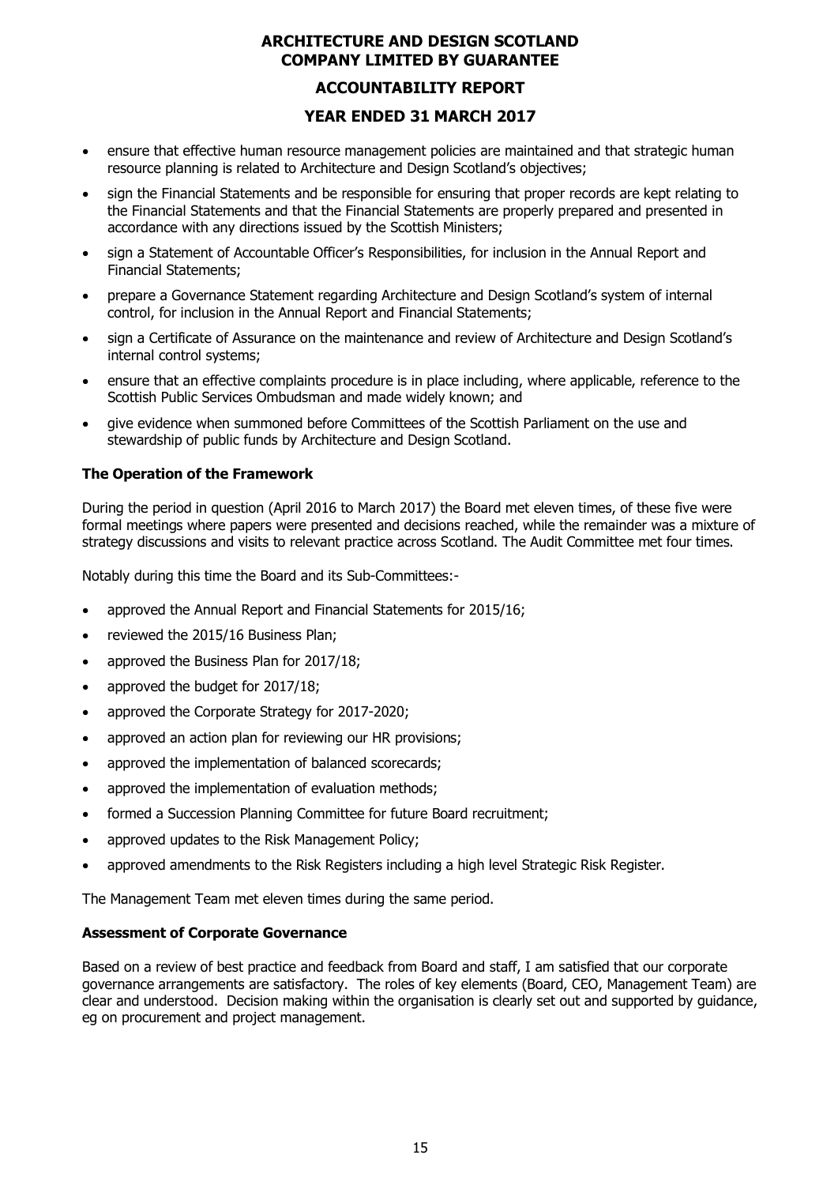- ensure that effective human resource management policies are maintained and that strategic human resource planning is related to Architecture and Design Scotland's objectives;
- sign the Financial Statements and be responsible for ensuring that proper records are kept relating to the Financial Statements and that the Financial Statements are properly prepared and presented in accordance with any directions issued by the Scottish Ministers;
- sign a Statement of Accountable Officer's Responsibilities, for inclusion in the Annual Report and Financial Statements;
- prepare a Governance Statement regarding Architecture and Design Scotland's system of internal control, for inclusion in the Annual Report and Financial Statements;
- sign a Certificate of Assurance on the maintenance and review of Architecture and Design Scotland's internal control systems;
- ensure that an effective complaints procedure is in place including, where applicable, reference to the Scottish Public Services Ombudsman and made widely known; and
- give evidence when summoned before Committees of the Scottish Parliament on the use and stewardship of public funds by Architecture and Design Scotland.

**The Operation of the Framework**

During the period in question (April 2016 to March 2017) the Board met eleven times, of these five were formal meetings where papers were presented and decisions reached, while the remainder was a mixture of strategy discussions and visits to relevant practice across Scotland. The Audit Committee met four times.

Notably during this time the Board and its Sub-Committees:-

- approved the Annual Report and Financial Statements for 2015/16;
- reviewed the 2015/16 Business Plan;
- approved the Business Plan for 2017/18;
- approved the budget for 2017/18;
- approved the Corporate Strategy for 2017-2020;
- approved an action plan for reviewing our HR provisions;
- approved the implementation of balanced scorecards;
- approved the implementation of evaluation methods;
- formed a Succession Planning Committee for future Board recruitment;
- approved updates to the Risk Management Policy;
- approved amendments to the Risk Registers including a high level Strategic Risk Register.

The Management Team met eleven times during the same period.

**Assessment of Corporate Governance**

Based on a review of best practice and feedback from Board and staff, I am satisfied that our corporate governance arrangements are satisfactory. The roles of key elements (Board, CEO, Management Team) are clear and understood. Decision making within the organisation is clearly set out and supported by guidance, eg on procurement and project management.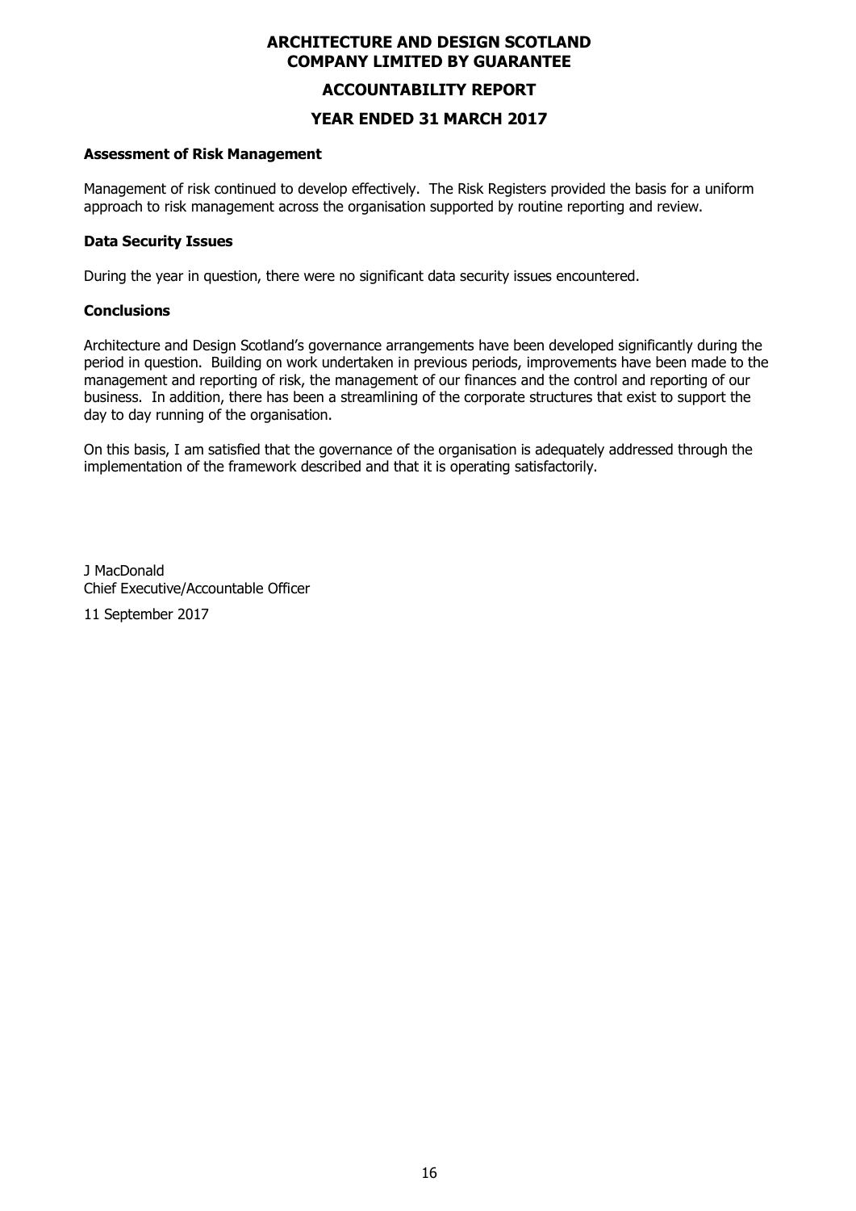# ARCHITECTURE AND DESIGN SCOTLAND
# COMPANY LIMITED BY GUARANTEE

## ACCOUNTABILITY REPORT

## YEAR ENDED 31 MARCH 2017

**Assessment of Risk Management**

Management of risk continued to develop effectively. The Risk Registers provided the basis for a uniform approach to risk management across the organisation supported by routine reporting and review.

**Data Security Issues**

During the year in question, there were no significant data security issues encountered.

**Conclusions**

Architecture and Design Scotland's governance arrangements have been developed significantly during the period in question. Building on work undertaken in previous periods, improvements have been made to the management and reporting of risk, the management of our finances and the control and reporting of our business. In addition, there has been a streamlining of the corporate structures that exist to support the day to day running of the organisation.

On this basis, I am satisfied that the governance of the organisation is adequately addressed through the implementation of the framework described and that it is operating satisfactorily.

J MacDonald
Chief Executive/Accountable Officer

11 September 2017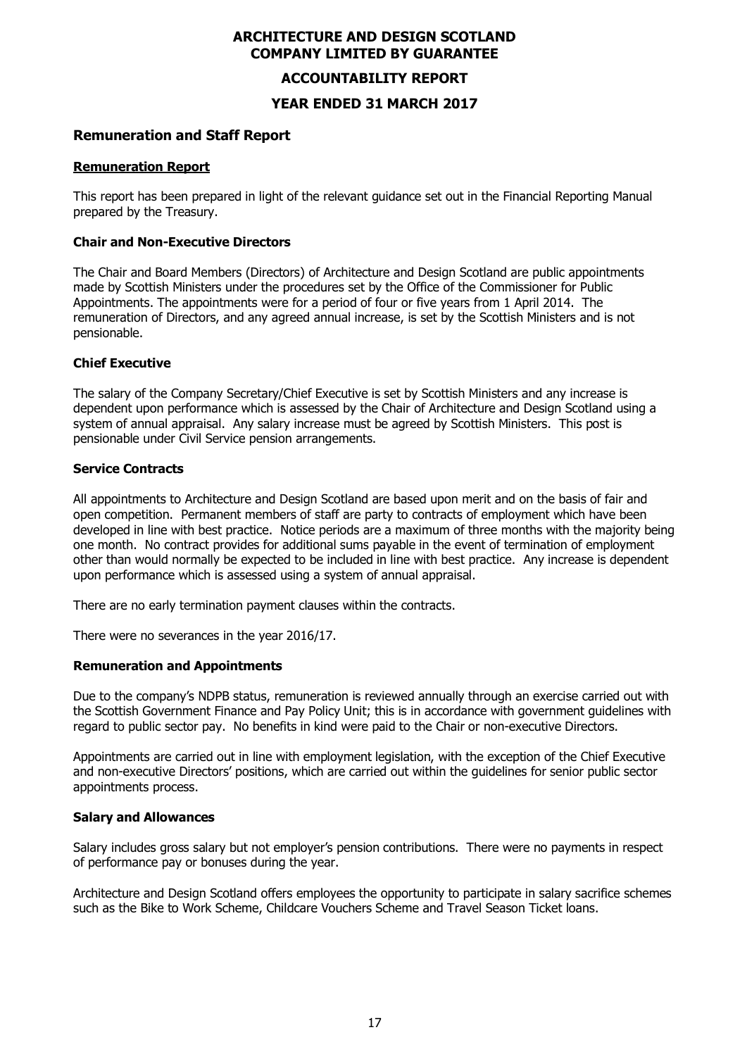# ARCHITECTURE AND DESIGN SCOTLAND COMPANY LIMITED BY GUARANTEE

## ACCOUNTABILITY REPORT

## YEAR ENDED 31 MARCH 2017

## Remuneration and Staff Report

### Remuneration Report

This report has been prepared in light of the relevant guidance set out in the Financial Reporting Manual prepared by the Treasury.

### Chair and Non-Executive Directors

The Chair and Board Members (Directors) of Architecture and Design Scotland are public appointments made by Scottish Ministers under the procedures set by the Office of the Commissioner for Public Appointments. The appointments were for a period of four or five years from 1 April 2014. The remuneration of Directors, and any agreed annual increase, is set by the Scottish Ministers and is not pensionable.

### Chief Executive

The salary of the Company Secretary/Chief Executive is set by Scottish Ministers and any increase is dependent upon performance which is assessed by the Chair of Architecture and Design Scotland using a system of annual appraisal. Any salary increase must be agreed by Scottish Ministers. This post is pensionable under Civil Service pension arrangements.

### Service Contracts

All appointments to Architecture and Design Scotland are based upon merit and on the basis of fair and open competition. Permanent members of staff are party to contracts of employment which have been developed in line with best practice. Notice periods are a maximum of three months with the majority being one month. No contract provides for additional sums payable in the event of termination of employment other than would normally be expected to be included in line with best practice. Any increase is dependent upon performance which is assessed using a system of annual appraisal.

There are no early termination payment clauses within the contracts.

There were no severances in the year 2016/17.

### Remuneration and Appointments

Due to the company's NDPB status, remuneration is reviewed annually through an exercise carried out with the Scottish Government Finance and Pay Policy Unit; this is in accordance with government guidelines with regard to public sector pay. No benefits in kind were paid to the Chair or non-executive Directors.

Appointments are carried out in line with employment legislation, with the exception of the Chief Executive and non-executive Directors' positions, which are carried out within the guidelines for senior public sector appointments process.

### Salary and Allowances

Salary includes gross salary but not employer's pension contributions. There were no payments in respect of performance pay or bonuses during the year.

Architecture and Design Scotland offers employees the opportunity to participate in salary sacrifice schemes such as the Bike to Work Scheme, Childcare Vouchers Scheme and Travel Season Ticket loans.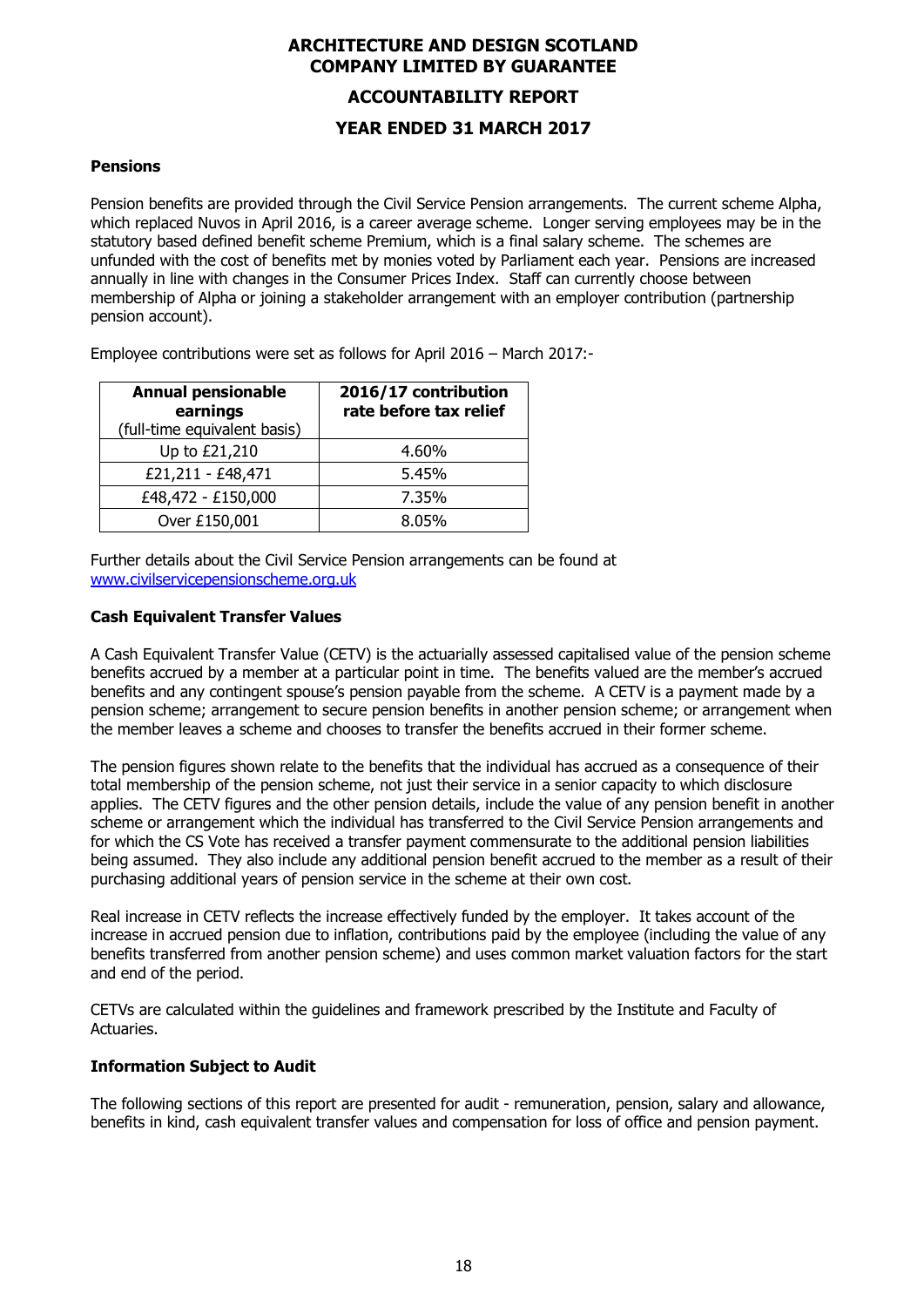## Pensions

Pension benefits are provided through the Civil Service Pension arrangements. The current scheme Alpha, which replaced Nuvos in April 2016, is a career average scheme. Longer serving employees may be in the statutory based defined benefit scheme Premium, which is a final salary scheme. The schemes are unfunded with the cost of benefits met by monies voted by Parliament each year. Pensions are increased annually in line with changes in the Consumer Prices Index. Staff can currently choose between membership of Alpha or joining a stakeholder arrangement with an employer contribution (partnership pension account).

Employee contributions were set as follows for April 2016 – March 2017:-

| **Annual pensionable earnings** (full-time equivalent basis) | **2016/17 contribution rate before tax relief** |
|---|---|
| Up to £21,210 | 4.60% |
| £21,211 - £48,471 | 5.45% |
| £48,472 - £150,000 | 7.35% |
| Over £150,001 | 8.05% |

Further details about the Civil Service Pension arrangements can be found at www.civilservicepensionscheme.org.uk

## Cash Equivalent Transfer Values

A Cash Equivalent Transfer Value (CETV) is the actuarially assessed capitalised value of the pension scheme benefits accrued by a member at a particular point in time. The benefits valued are the member's accrued benefits and any contingent spouse's pension payable from the scheme. A CETV is a payment made by a pension scheme; arrangement to secure pension benefits in another pension scheme; or arrangement when the member leaves a scheme and chooses to transfer the benefits accrued in their former scheme.

The pension figures shown relate to the benefits that the individual has accrued as a consequence of their total membership of the pension scheme, not just their service in a senior capacity to which disclosure applies. The CETV figures and the other pension details, include the value of any pension benefit in another scheme or arrangement which the individual has transferred to the Civil Service Pension arrangements and for which the CS Vote has received a transfer payment commensurate to the additional pension liabilities being assumed. They also include any additional pension benefit accrued to the member as a result of their purchasing additional years of pension service in the scheme at their own cost.

Real increase in CETV reflects the increase effectively funded by the employer. It takes account of the increase in accrued pension due to inflation, contributions paid by the employee (including the value of any benefits transferred from another pension scheme) and uses common market valuation factors for the start and end of the period.

CETVs are calculated within the guidelines and framework prescribed by the Institute and Faculty of Actuaries.

## Information Subject to Audit

The following sections of this report are presented for audit - remuneration, pension, salary and allowance, benefits in kind, cash equivalent transfer values and compensation for loss of office and pension payment.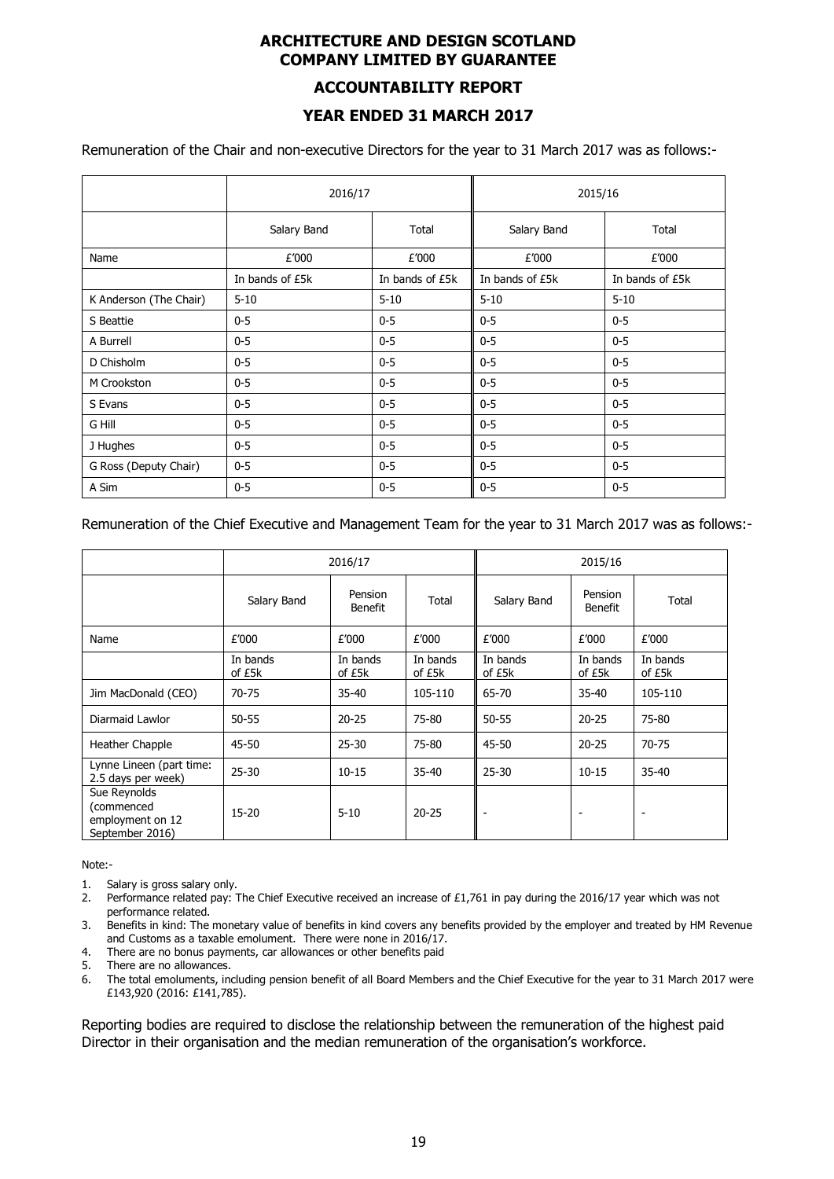# ARCHITECTURE AND DESIGN SCOTLAND COMPANY LIMITED BY GUARANTEE

## ACCOUNTABILITY REPORT

## YEAR ENDED 31 MARCH 2017

Remuneration of the Chair and non-executive Directors for the year to 31 March 2017 was as follows:-

| | 2016/17 | | 2015/16 | |
|---|---|---|---|---|
| | Salary Band | Total | Salary Band | Total |
| Name | £'000 | £'000 | £'000 | £'000 |
| | In bands of £5k | In bands of £5k | In bands of £5k | In bands of £5k |
| K Anderson (The Chair) | 5-10 | 5-10 | 5-10 | 5-10 |
| S Beattie | 0-5 | 0-5 | 0-5 | 0-5 |
| A Burrell | 0-5 | 0-5 | 0-5 | 0-5 |
| D Chisholm | 0-5 | 0-5 | 0-5 | 0-5 |
| M Crookston | 0-5 | 0-5 | 0-5 | 0-5 |
| S Evans | 0-5 | 0-5 | 0-5 | 0-5 |
| G Hill | 0-5 | 0-5 | 0-5 | 0-5 |
| J Hughes | 0-5 | 0-5 | 0-5 | 0-5 |
| G Ross (Deputy Chair) | 0-5 | 0-5 | 0-5 | 0-5 |
| A Sim | 0-5 | 0-5 | 0-5 | 0-5 |

Remuneration of the Chief Executive and Management Team for the year to 31 March 2017 was as follows:-

| | 2016/17 | | | 2015/16 | | |
|---|---|---|---|---|---|---|
| | Salary Band | Pension Benefit | Total | Salary Band | Pension Benefit | Total |
| Name | £'000 | £'000 | £'000 | £'000 | £'000 | £'000 |
| | In bands of £5k | In bands of £5k | In bands of £5k | In bands of £5k | In bands of £5k | In bands of £5k |
| Jim MacDonald (CEO) | 70-75 | 35-40 | 105-110 | 65-70 | 35-40 | 105-110 |
| Diarmaid Lawlor | 50-55 | 20-25 | 75-80 | 50-55 | 20-25 | 75-80 |
| Heather Chapple | 45-50 | 25-30 | 75-80 | 45-50 | 20-25 | 70-75 |
| Lynne Lineen (part time: 2.5 days per week) | 25-30 | 10-15 | 35-40 | 25-30 | 10-15 | 35-40 |
| Sue Reynolds (commenced employment on 12 September 2016) | 15-20 | 5-10 | 20-25 | - | - | - |

Note:-

1. Salary is gross salary only.
2. Performance related pay: The Chief Executive received an increase of £1,761 in pay during the 2016/17 year which was not performance related.
3. Benefits in kind: The monetary value of benefits in kind covers any benefits provided by the employer and treated by HM Revenue and Customs as a taxable emolument. There were none in 2016/17.
4. There are no bonus payments, car allowances or other benefits paid
5. There are no allowances.
6. The total emoluments, including pension benefit of all Board Members and the Chief Executive for the year to 31 March 2017 were £143,920 (2016: £141,785).

Reporting bodies are required to disclose the relationship between the remuneration of the highest paid Director in their organisation and the median remuneration of the organisation's workforce.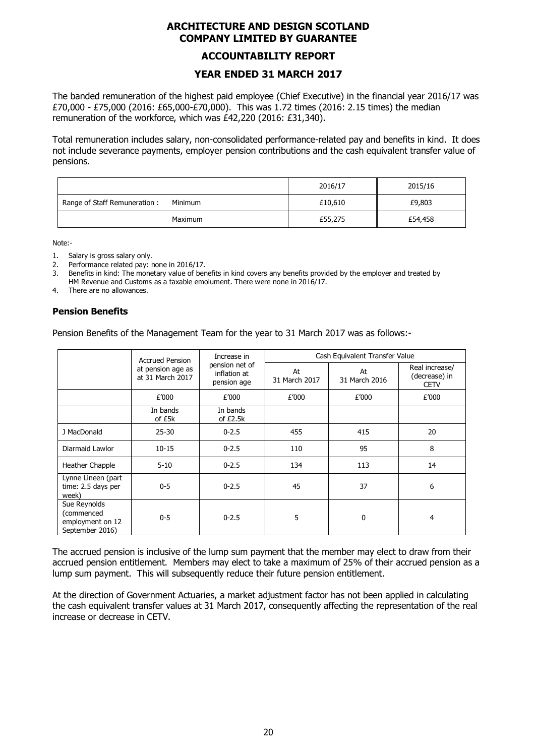# ARCHITECTURE AND DESIGN SCOTLAND
# COMPANY LIMITED BY GUARANTEE

## ACCOUNTABILITY REPORT

## YEAR ENDED 31 MARCH 2017

The banded remuneration of the highest paid employee (Chief Executive) in the financial year 2016/17 was £70,000 - £75,000 (2016: £65,000-£70,000). This was 1.72 times (2016: 2.15 times) the median remuneration of the workforce, which was £42,220 (2016: £31,340).

Total remuneration includes salary, non-consolidated performance-related pay and benefits in kind. It does not include severance payments, employer pension contributions and the cash equivalent transfer value of pensions.

| | | 2016/17 | 2015/16 |
|---|---|---|---|
| Range of Staff Remuneration : | Minimum | £10,610 | £9,803 |
| | Maximum | £55,275 | £54,458 |

Note:-

1. Salary is gross salary only.
2. Performance related pay: none in 2016/17.
3. Benefits in kind: The monetary value of benefits in kind covers any benefits provided by the employer and treated by HM Revenue and Customs as a taxable emolument. There were none in 2016/17.
4. There are no allowances.

### Pension Benefits

Pension Benefits of the Management Team for the year to 31 March 2017 was as follows:-

| | Accrued Pension at pension age as at 31 March 2017 | Increase in pension net of inflation at pension age | Cash Equivalent Transfer Value | | |
|---|---|---|---|---|---|
| | | | At 31 March 2017 | At 31 March 2016 | Real increase/ (decrease) in CETV |
| | £'000 | £'000 | £'000 | £'000 | £'000 |
| | In bands of £5k | In bands of £2.5k | | | |
| J MacDonald | 25-30 | 0-2.5 | 455 | 415 | 20 |
| Diarmaid Lawlor | 10-15 | 0-2.5 | 110 | 95 | 8 |
| Heather Chapple | 5-10 | 0-2.5 | 134 | 113 | 14 |
| Lynne Lineen (part time: 2.5 days per week) | 0-5 | 0-2.5 | 45 | 37 | 6 |
| Sue Reynolds (commenced employment on 12 September 2016) | 0-5 | 0-2.5 | 5 | 0 | 4 |

The accrued pension is inclusive of the lump sum payment that the member may elect to draw from their accrued pension entitlement. Members may elect to take a maximum of 25% of their accrued pension as a lump sum payment. This will subsequently reduce their future pension entitlement.

At the direction of Government Actuaries, a market adjustment factor has not been applied in calculating the cash equivalent transfer values at 31 March 2017, consequently affecting the representation of the real increase or decrease in CETV.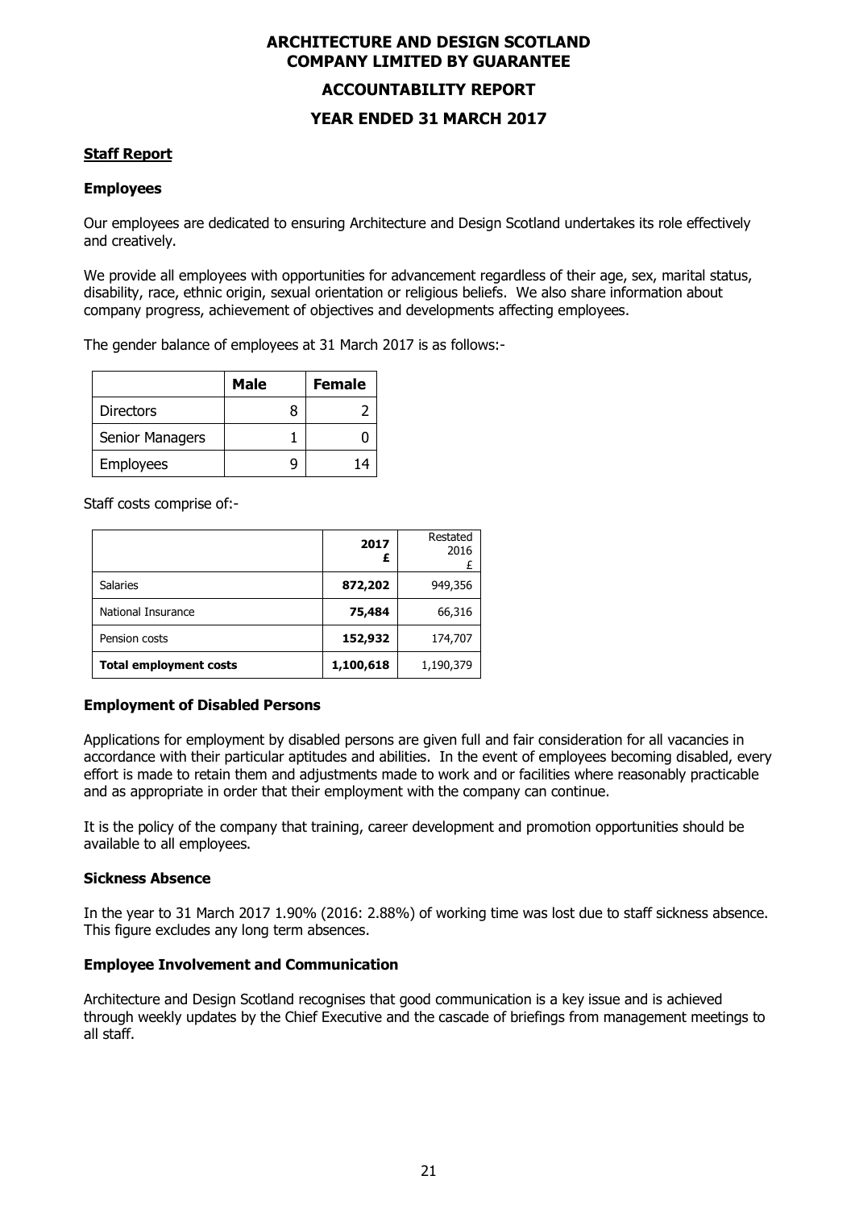# ARCHITECTURE AND DESIGN SCOTLAND
# COMPANY LIMITED BY GUARANTEE

## ACCOUNTABILITY REPORT

## YEAR ENDED 31 MARCH 2017

### Staff Report

#### Employees

Our employees are dedicated to ensuring Architecture and Design Scotland undertakes its role effectively and creatively.

We provide all employees with opportunities for advancement regardless of their age, sex, marital status, disability, race, ethnic origin, sexual orientation or religious beliefs. We also share information about company progress, achievement of objectives and developments affecting employees.

The gender balance of employees at 31 March 2017 is as follows:-

| | **Male** | **Female** |
|---|---|---|
| Directors | 8 | 2 |
| Senior Managers | 1 | 0 |
| Employees | 9 | 14 |

Staff costs comprise of:-

| | **2017 £** | Restated 2016 £ |
|---|---|---|
| Salaries | **872,202** | 949,356 |
| National Insurance | **75,484** | 66,316 |
| Pension costs | **152,932** | 174,707 |
| **Total employment costs** | **1,100,618** | 1,190,379 |

#### Employment of Disabled Persons

Applications for employment by disabled persons are given full and fair consideration for all vacancies in accordance with their particular aptitudes and abilities. In the event of employees becoming disabled, every effort is made to retain them and adjustments made to work and or facilities where reasonably practicable and as appropriate in order that their employment with the company can continue.

It is the policy of the company that training, career development and promotion opportunities should be available to all employees.

#### Sickness Absence

In the year to 31 March 2017 1.90% (2016: 2.88%) of working time was lost due to staff sickness absence. This figure excludes any long term absences.

#### Employee Involvement and Communication

Architecture and Design Scotland recognises that good communication is a key issue and is achieved through weekly updates by the Chief Executive and the cascade of briefings from management meetings to all staff.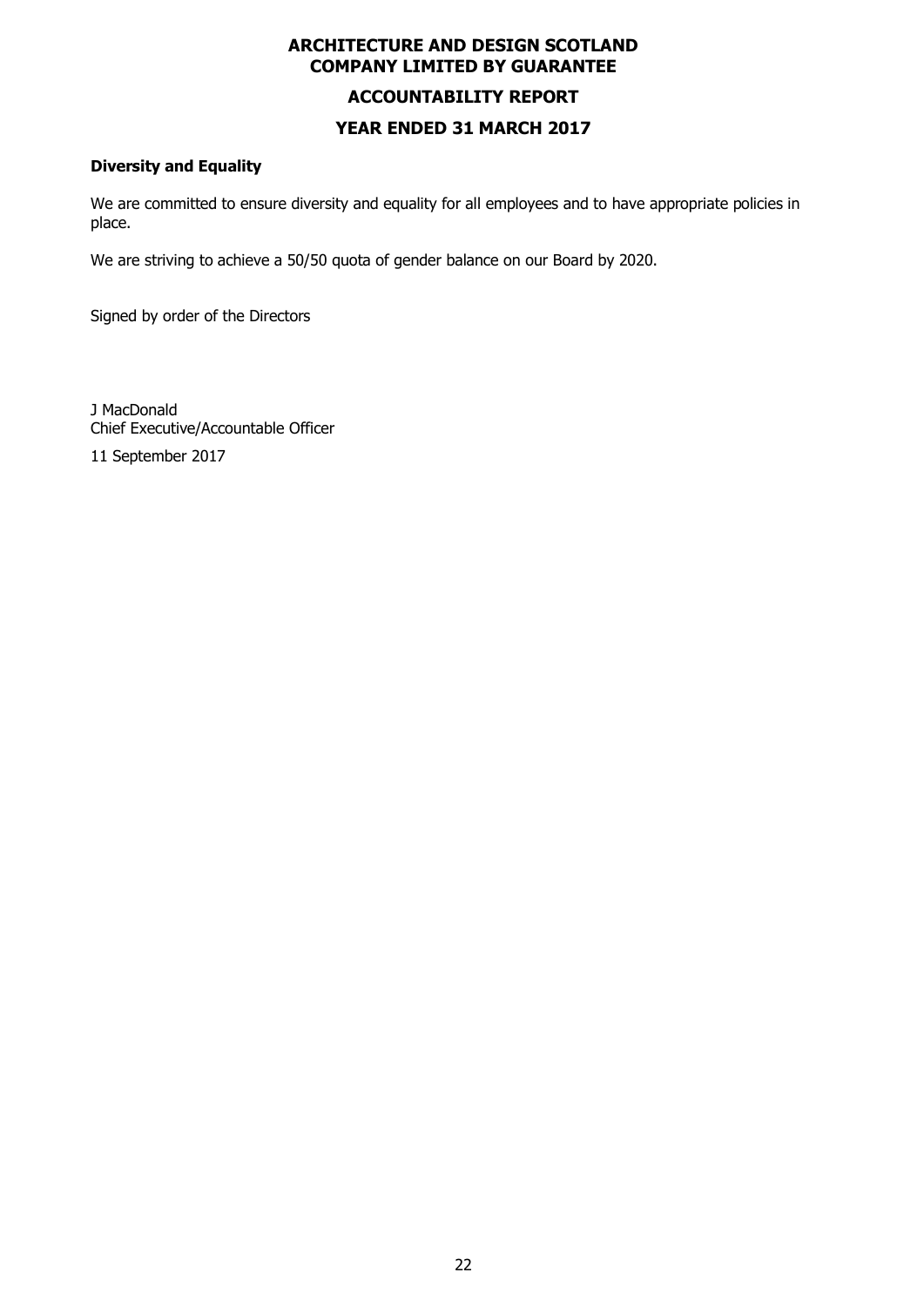# ARCHITECTURE AND DESIGN SCOTLAND
## COMPANY LIMITED BY GUARANTEE

## ACCOUNTABILITY REPORT

## YEAR ENDED 31 MARCH 2017

**Diversity and Equality**

We are committed to ensure diversity and equality for all employees and to have appropriate policies in place.

We are striving to achieve a 50/50 quota of gender balance on our Board by 2020.

Signed by order of the Directors

J MacDonald
Chief Executive/Accountable Officer

11 September 2017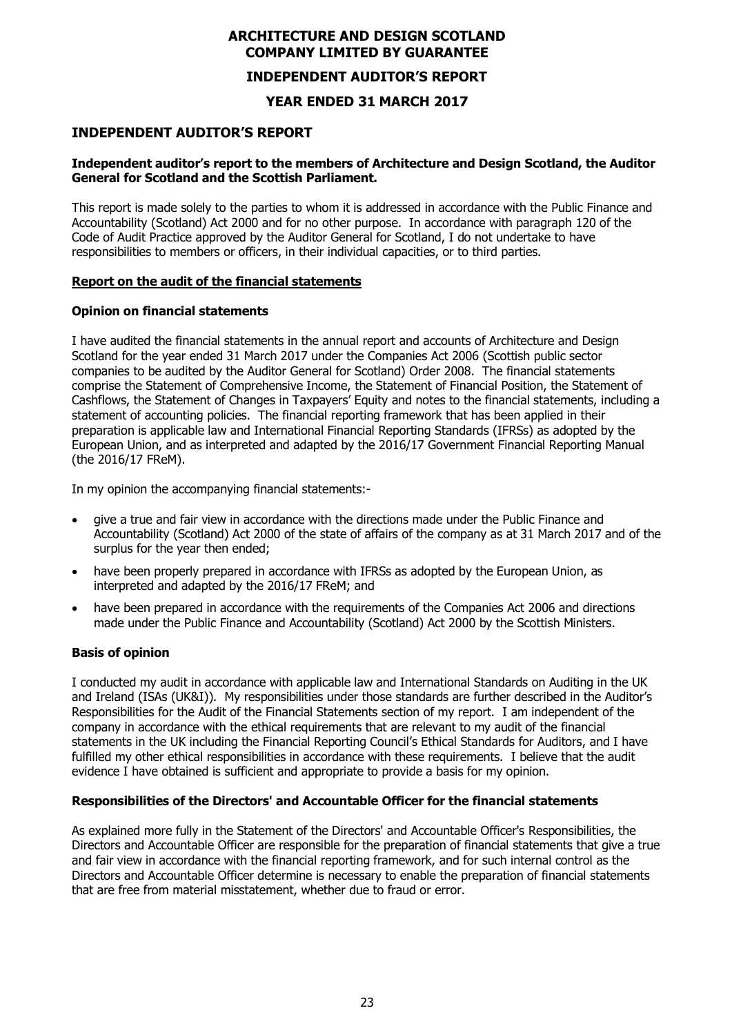# ARCHITECTURE AND DESIGN SCOTLAND COMPANY LIMITED BY GUARANTEE

## INDEPENDENT AUDITOR'S REPORT

## YEAR ENDED 31 MARCH 2017

## INDEPENDENT AUDITOR'S REPORT

**Independent auditor's report to the members of Architecture and Design Scotland, the Auditor General for Scotland and the Scottish Parliament.**

This report is made solely to the parties to whom it is addressed in accordance with the Public Finance and Accountability (Scotland) Act 2000 and for no other purpose. In accordance with paragraph 120 of the Code of Audit Practice approved by the Auditor General for Scotland, I do not undertake to have responsibilities to members or officers, in their individual capacities, or to third parties.

**Report on the audit of the financial statements**

### Opinion on financial statements

I have audited the financial statements in the annual report and accounts of Architecture and Design Scotland for the year ended 31 March 2017 under the Companies Act 2006 (Scottish public sector companies to be audited by the Auditor General for Scotland) Order 2008. The financial statements comprise the Statement of Comprehensive Income, the Statement of Financial Position, the Statement of Cashflows, the Statement of Changes in Taxpayers' Equity and notes to the financial statements, including a statement of accounting policies. The financial reporting framework that has been applied in their preparation is applicable law and International Financial Reporting Standards (IFRSs) as adopted by the European Union, and as interpreted and adapted by the 2016/17 Government Financial Reporting Manual (the 2016/17 FReM).

In my opinion the accompanying financial statements:-

- give a true and fair view in accordance with the directions made under the Public Finance and Accountability (Scotland) Act 2000 of the state of affairs of the company as at 31 March 2017 and of the surplus for the year then ended;
- have been properly prepared in accordance with IFRSs as adopted by the European Union, as interpreted and adapted by the 2016/17 FReM; and
- have been prepared in accordance with the requirements of the Companies Act 2006 and directions made under the Public Finance and Accountability (Scotland) Act 2000 by the Scottish Ministers.

### Basis of opinion

I conducted my audit in accordance with applicable law and International Standards on Auditing in the UK and Ireland (ISAs (UK&I)). My responsibilities under those standards are further described in the Auditor's Responsibilities for the Audit of the Financial Statements section of my report. I am independent of the company in accordance with the ethical requirements that are relevant to my audit of the financial statements in the UK including the Financial Reporting Council's Ethical Standards for Auditors, and I have fulfilled my other ethical responsibilities in accordance with these requirements. I believe that the audit evidence I have obtained is sufficient and appropriate to provide a basis for my opinion.

### Responsibilities of the Directors' and Accountable Officer for the financial statements

As explained more fully in the Statement of the Directors' and Accountable Officer's Responsibilities, the Directors and Accountable Officer are responsible for the preparation of financial statements that give a true and fair view in accordance with the financial reporting framework, and for such internal control as the Directors and Accountable Officer determine is necessary to enable the preparation of financial statements that are free from material misstatement, whether due to fraud or error.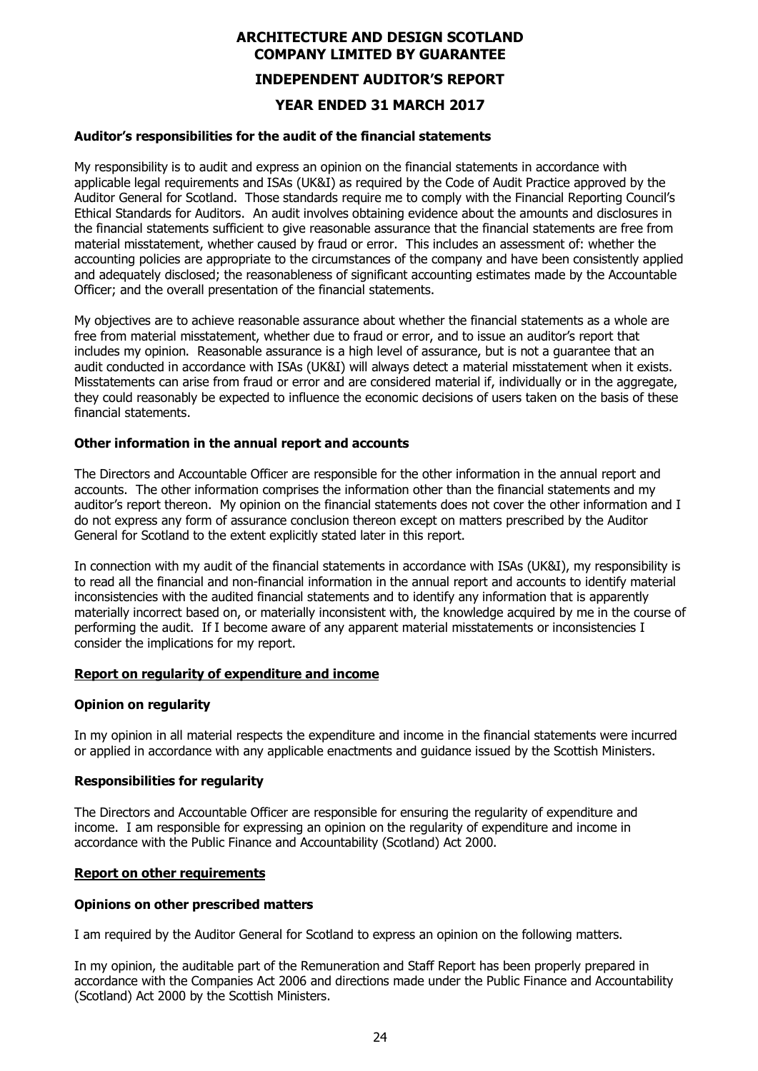## Auditor's responsibilities for the audit of the financial statements

My responsibility is to audit and express an opinion on the financial statements in accordance with applicable legal requirements and ISAs (UK&I) as required by the Code of Audit Practice approved by the Auditor General for Scotland. Those standards require me to comply with the Financial Reporting Council's Ethical Standards for Auditors. An audit involves obtaining evidence about the amounts and disclosures in the financial statements sufficient to give reasonable assurance that the financial statements are free from material misstatement, whether caused by fraud or error. This includes an assessment of: whether the accounting policies are appropriate to the circumstances of the company and have been consistently applied and adequately disclosed; the reasonableness of significant accounting estimates made by the Accountable Officer; and the overall presentation of the financial statements.

My objectives are to achieve reasonable assurance about whether the financial statements as a whole are free from material misstatement, whether due to fraud or error, and to issue an auditor's report that includes my opinion. Reasonable assurance is a high level of assurance, but is not a guarantee that an audit conducted in accordance with ISAs (UK&I) will always detect a material misstatement when it exists. Misstatements can arise from fraud or error and are considered material if, individually or in the aggregate, they could reasonably be expected to influence the economic decisions of users taken on the basis of these financial statements.

## Other information in the annual report and accounts

The Directors and Accountable Officer are responsible for the other information in the annual report and accounts. The other information comprises the information other than the financial statements and my auditor's report thereon. My opinion on the financial statements does not cover the other information and I do not express any form of assurance conclusion thereon except on matters prescribed by the Auditor General for Scotland to the extent explicitly stated later in this report.

In connection with my audit of the financial statements in accordance with ISAs (UK&I), my responsibility is to read all the financial and non-financial information in the annual report and accounts to identify material inconsistencies with the audited financial statements and to identify any information that is apparently materially incorrect based on, or materially inconsistent with, the knowledge acquired by me in the course of performing the audit. If I become aware of any apparent material misstatements or inconsistencies I consider the implications for my report.

## Report on regularity of expenditure and income

### Opinion on regularity

In my opinion in all material respects the expenditure and income in the financial statements were incurred or applied in accordance with any applicable enactments and guidance issued by the Scottish Ministers.

### Responsibilities for regularity

The Directors and Accountable Officer are responsible for ensuring the regularity of expenditure and income. I am responsible for expressing an opinion on the regularity of expenditure and income in accordance with the Public Finance and Accountability (Scotland) Act 2000.

## Report on other requirements

### Opinions on other prescribed matters

I am required by the Auditor General for Scotland to express an opinion on the following matters.

In my opinion, the auditable part of the Remuneration and Staff Report has been properly prepared in accordance with the Companies Act 2006 and directions made under the Public Finance and Accountability (Scotland) Act 2000 by the Scottish Ministers.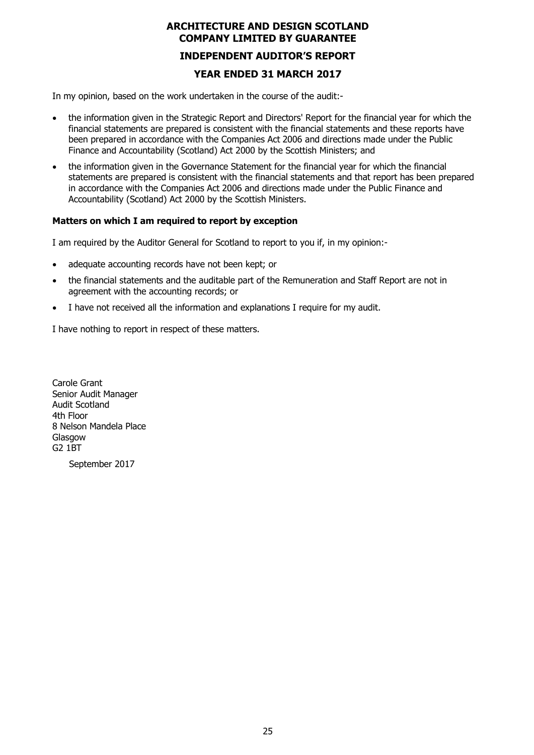# ARCHITECTURE AND DESIGN SCOTLAND
## COMPANY LIMITED BY GUARANTEE

## INDEPENDENT AUDITOR'S REPORT

## YEAR ENDED 31 MARCH 2017

In my opinion, based on the work undertaken in the course of the audit:-

- the information given in the Strategic Report and Directors' Report for the financial year for which the financial statements are prepared is consistent with the financial statements and these reports have been prepared in accordance with the Companies Act 2006 and directions made under the Public Finance and Accountability (Scotland) Act 2000 by the Scottish Ministers; and
- the information given in the Governance Statement for the financial year for which the financial statements are prepared is consistent with the financial statements and that report has been prepared in accordance with the Companies Act 2006 and directions made under the Public Finance and Accountability (Scotland) Act 2000 by the Scottish Ministers.

**Matters on which I am required to report by exception**

I am required by the Auditor General for Scotland to report to you if, in my opinion:-

- adequate accounting records have not been kept; or
- the financial statements and the auditable part of the Remuneration and Staff Report are not in agreement with the accounting records; or
- I have not received all the information and explanations I require for my audit.

I have nothing to report in respect of these matters.

Carole Grant
Senior Audit Manager
Audit Scotland
4th Floor
8 Nelson Mandela Place
Glasgow
G2 1BT

September 2017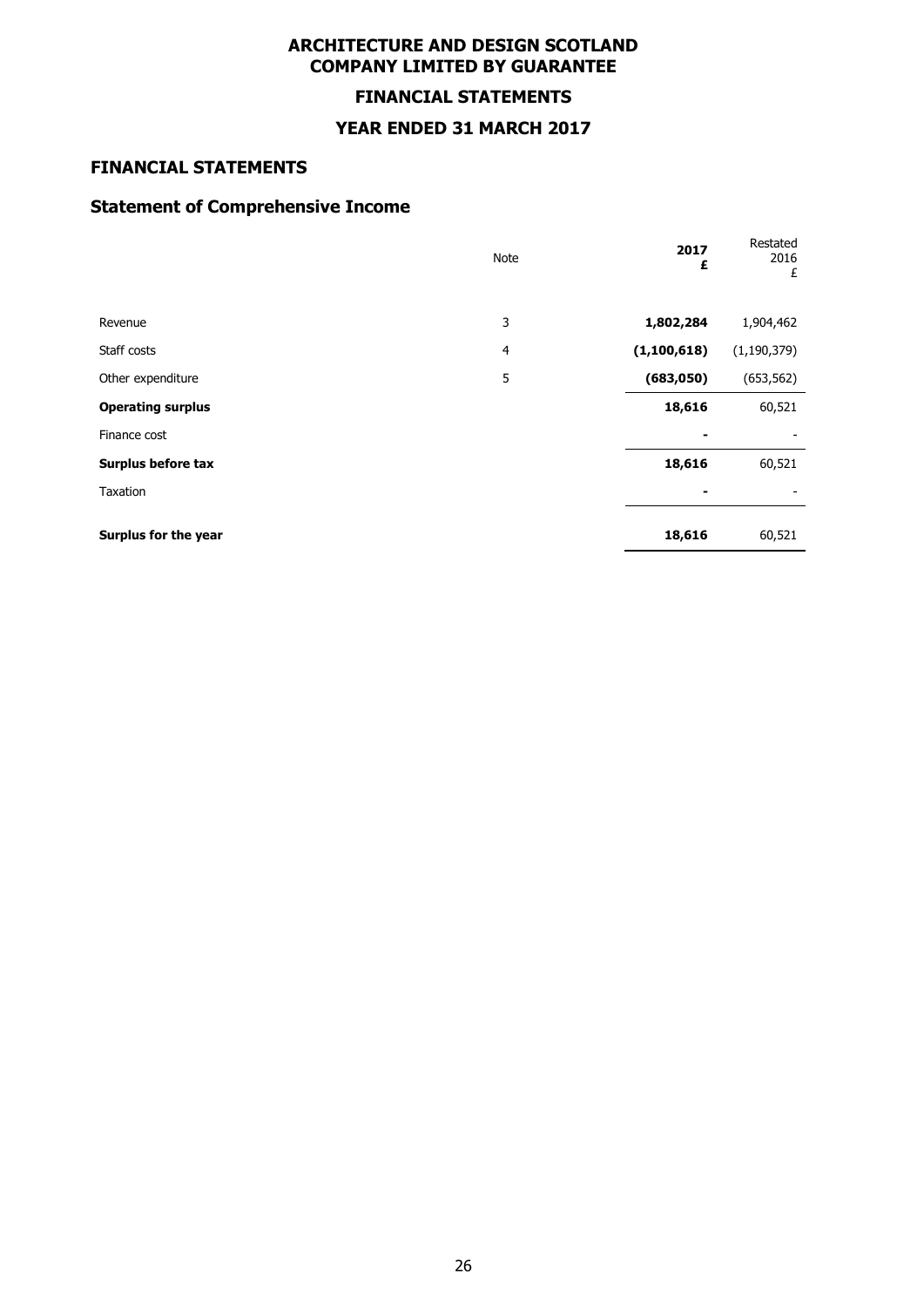# ARCHITECTURE AND DESIGN SCOTLAND
# COMPANY LIMITED BY GUARANTEE

## FINANCIAL STATEMENTS

## YEAR ENDED 31 MARCH 2017

## FINANCIAL STATEMENTS

## Statement of Comprehensive Income

| | Note | **2017** **£** | Restated 2016 £ |
|---|---|---|---|
| Revenue | 3 | **1,802,284** | 1,904,462 |
| Staff costs | 4 | **(1,100,618)** | (1,190,379) |
| Other expenditure | 5 | **(683,050)** | (653,562) |
| **Operating surplus** | | **18,616** | 60,521 |
| Finance cost | | **-** | - |
| **Surplus before tax** | | **18,616** | 60,521 |
| Taxation | | **-** | - |
| **Surplus for the year** | | **18,616** | 60,521 |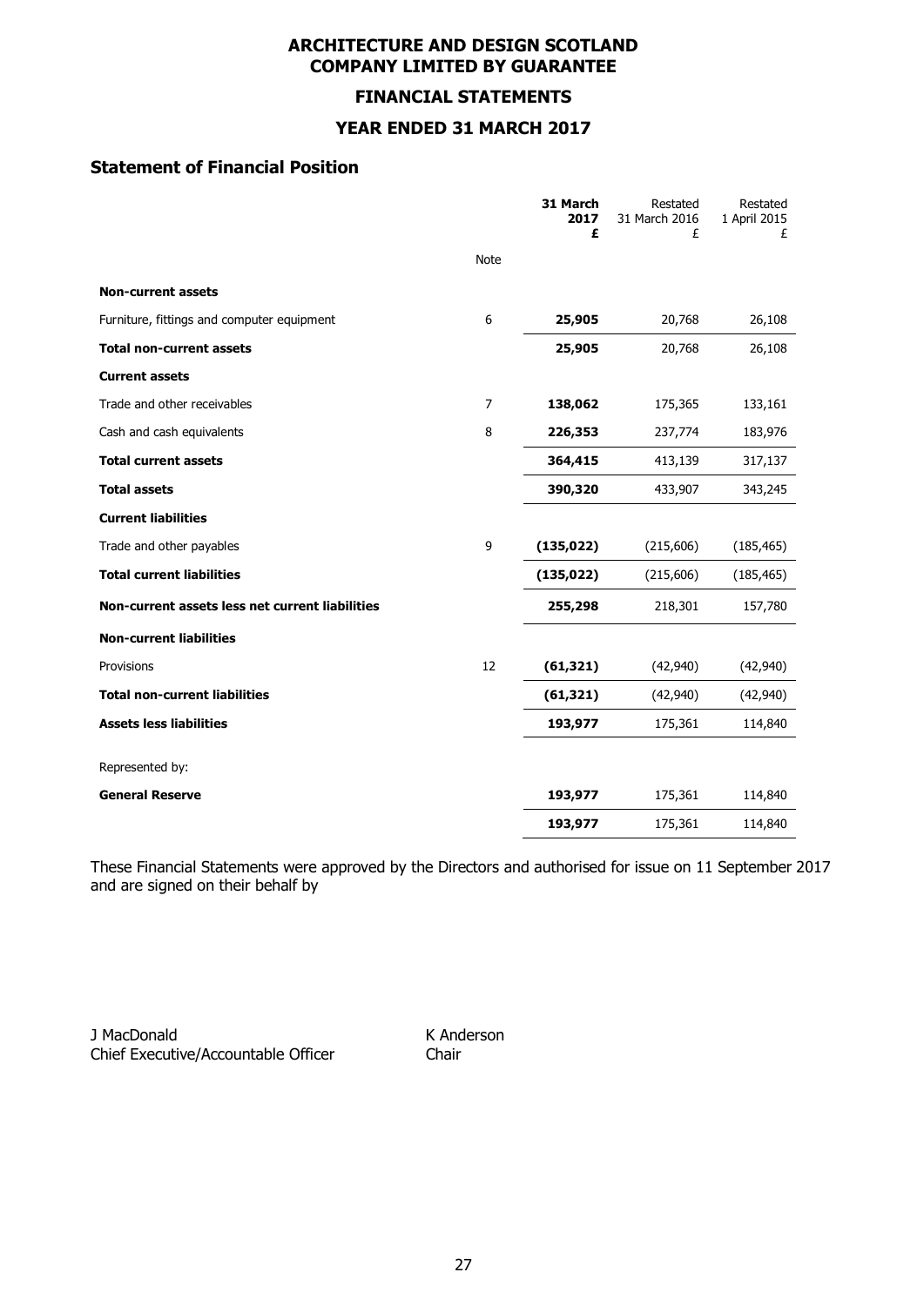# ARCHITECTURE AND DESIGN SCOTLAND COMPANY LIMITED BY GUARANTEE

## FINANCIAL STATEMENTS

## YEAR ENDED 31 MARCH 2017

### Statement of Financial Position

| | Note | **31 March 2017 £** | Restated 31 March 2016 £ | Restated 1 April 2015 £ |
|---|---|---|---|---|
| **Non-current assets** | | | | |
| Furniture, fittings and computer equipment | 6 | **25,905** | 20,768 | 26,108 |
| **Total non-current assets** | | **25,905** | 20,768 | 26,108 |
| **Current assets** | | | | |
| Trade and other receivables | 7 | **138,062** | 175,365 | 133,161 |
| Cash and cash equivalents | 8 | **226,353** | 237,774 | 183,976 |
| **Total current assets** | | **364,415** | 413,139 | 317,137 |
| **Total assets** | | **390,320** | 433,907 | 343,245 |
| **Current liabilities** | | | | |
| Trade and other payables | 9 | **(135,022)** | (215,606) | (185,465) |
| **Total current liabilities** | | **(135,022)** | (215,606) | (185,465) |
| **Non-current assets less net current liabilities** | | **255,298** | 218,301 | 157,780 |
| **Non-current liabilities** | | | | |
| Provisions | 12 | **(61,321)** | (42,940) | (42,940) |
| **Total non-current liabilities** | | **(61,321)** | (42,940) | (42,940) |
| **Assets less liabilities** | | **193,977** | 175,361 | 114,840 |
| Represented by: | | | | |
| **General Reserve** | | **193,977** | 175,361 | 114,840 |
| | | **193,977** | 175,361 | 114,840 |

These Financial Statements were approved by the Directors and authorised for issue on 11 September 2017 and are signed on their behalf by

J MacDonald
Chief Executive/Accountable Officer

K Anderson
Chair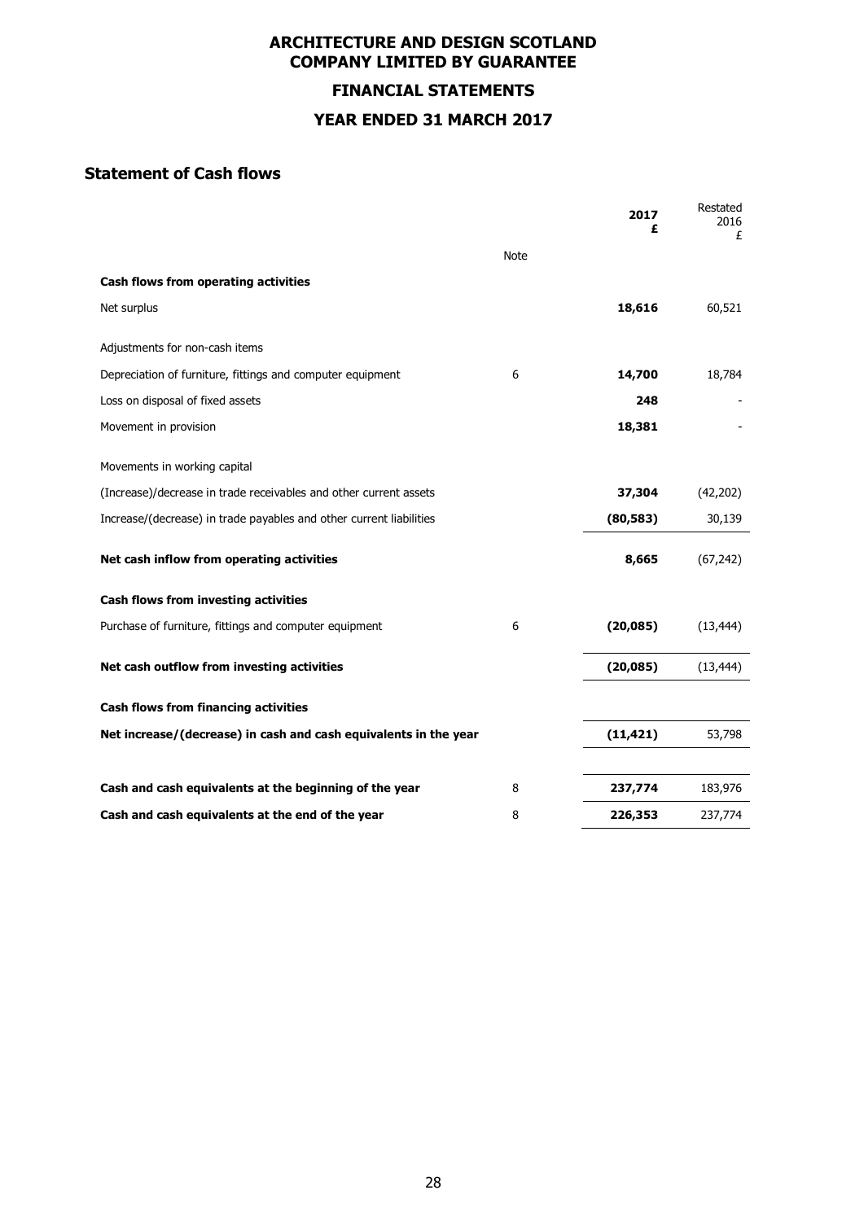# ARCHITECTURE AND DESIGN SCOTLAND
## COMPANY LIMITED BY GUARANTEE
## FINANCIAL STATEMENTS
## YEAR ENDED 31 MARCH 2017

### Statement of Cash flows

| | Note | 2017<br>£ | Restated<br>2016<br>£ |
|---|---|---|---|
| **Cash flows from operating activities** | | | |
| Net surplus | | **18,616** | 60,521 |
| Adjustments for non-cash items | | | |
| Depreciation of furniture, fittings and computer equipment | 6 | **14,700** | 18,784 |
| Loss on disposal of fixed assets | | **248** | - |
| Movement in provision | | **18,381** | - |
| Movements in working capital | | | |
| (Increase)/decrease in trade receivables and other current assets | | **37,304** | (42,202) |
| Increase/(decrease) in trade payables and other current liabilities | | **(80,583)** | 30,139 |
| **Net cash inflow from operating activities** | | **8,665** | (67,242) |
| **Cash flows from investing activities** | | | |
| Purchase of furniture, fittings and computer equipment | 6 | **(20,085)** | (13,444) |
| **Net cash outflow from investing activities** | | **(20,085)** | (13,444) |
| **Cash flows from financing activities** | | | |
| **Net increase/(decrease) in cash and cash equivalents in the year** | | **(11,421)** | 53,798 |
| **Cash and cash equivalents at the beginning of the year** | 8 | **237,774** | 183,976 |
| **Cash and cash equivalents at the end of the year** | 8 | **226,353** | 237,774 |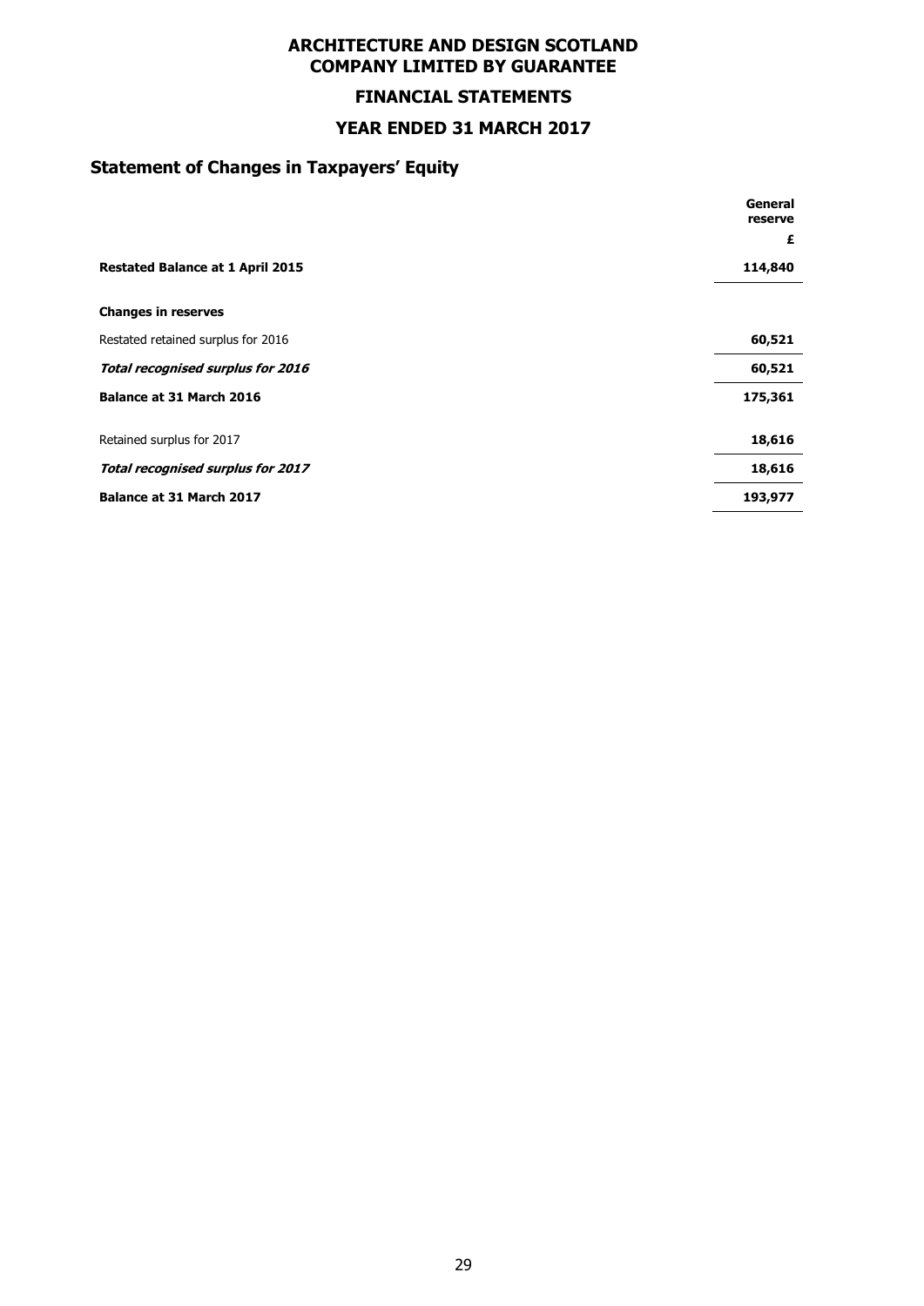# ARCHITECTURE AND DESIGN SCOTLAND
## COMPANY LIMITED BY GUARANTEE

## FINANCIAL STATEMENTS

## YEAR ENDED 31 MARCH 2017

### Statement of Changes in Taxpayers' Equity

| | General reserve |
|---|---|
| | £ |
| **Restated Balance at 1 April 2015** | **114,840** |
| **Changes in reserves** | |
| Restated retained surplus for 2016 | **60,521** |
| ***Total recognised surplus for 2016*** | **60,521** |
| **Balance at 31 March 2016** | **175,361** |
| Retained surplus for 2017 | **18,616** |
| ***Total recognised surplus for 2017*** | **18,616** |
| **Balance at 31 March 2017** | **193,977** |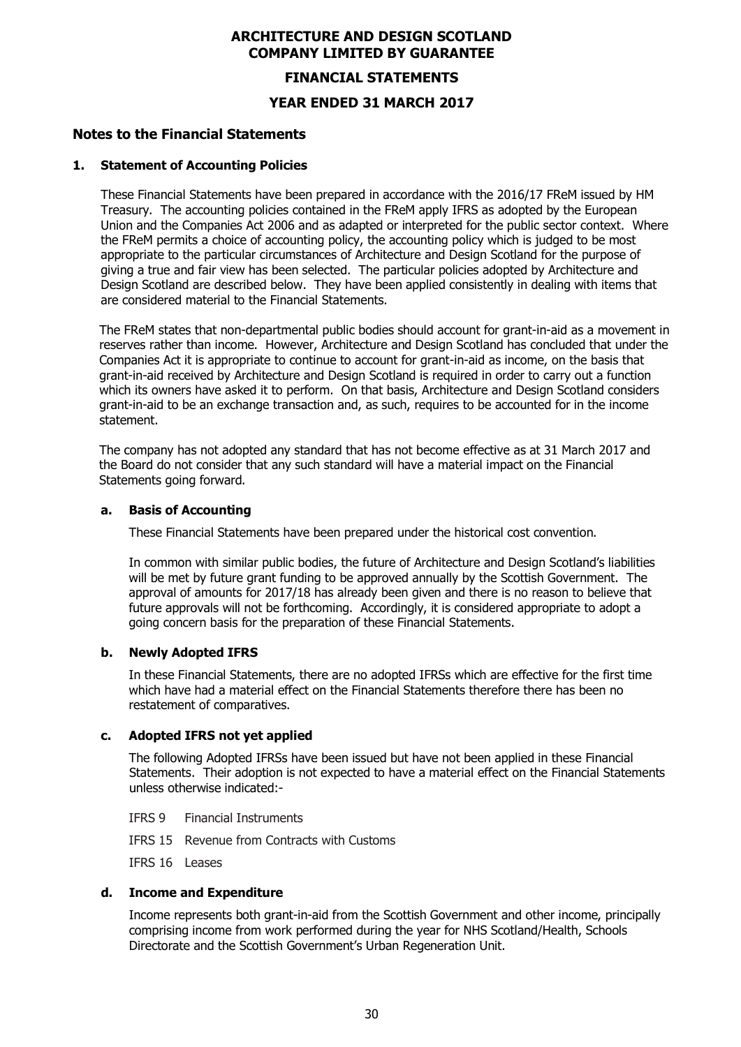# ARCHITECTURE AND DESIGN SCOTLAND COMPANY LIMITED BY GUARANTEE

## FINANCIAL STATEMENTS

## YEAR ENDED 31 MARCH 2017

## Notes to the Financial Statements

### 1. Statement of Accounting Policies

These Financial Statements have been prepared in accordance with the 2016/17 FReM issued by HM Treasury. The accounting policies contained in the FReM apply IFRS as adopted by the European Union and the Companies Act 2006 and as adapted or interpreted for the public sector context. Where the FReM permits a choice of accounting policy, the accounting policy which is judged to be most appropriate to the particular circumstances of Architecture and Design Scotland for the purpose of giving a true and fair view has been selected. The particular policies adopted by Architecture and Design Scotland are described below. They have been applied consistently in dealing with items that are considered material to the Financial Statements.

The FReM states that non-departmental public bodies should account for grant-in-aid as a movement in reserves rather than income. However, Architecture and Design Scotland has concluded that under the Companies Act it is appropriate to continue to account for grant-in-aid as income, on the basis that grant-in-aid received by Architecture and Design Scotland is required in order to carry out a function which its owners have asked it to perform. On that basis, Architecture and Design Scotland considers grant-in-aid to be an exchange transaction and, as such, requires to be accounted for in the income statement.

The company has not adopted any standard that has not become effective as at 31 March 2017 and the Board do not consider that any such standard will have a material impact on the Financial Statements going forward.

#### a. Basis of Accounting

These Financial Statements have been prepared under the historical cost convention.

In common with similar public bodies, the future of Architecture and Design Scotland's liabilities will be met by future grant funding to be approved annually by the Scottish Government. The approval of amounts for 2017/18 has already been given and there is no reason to believe that future approvals will not be forthcoming. Accordingly, it is considered appropriate to adopt a going concern basis for the preparation of these Financial Statements.

#### b. Newly Adopted IFRS

In these Financial Statements, there are no adopted IFRSs which are effective for the first time which have had a material effect on the Financial Statements therefore there has been no restatement of comparatives.

#### c. Adopted IFRS not yet applied

The following Adopted IFRSs have been issued but have not been applied in these Financial Statements. Their adoption is not expected to have a material effect on the Financial Statements unless otherwise indicated:-

- IFRS 9 Financial Instruments
- IFRS 15 Revenue from Contracts with Customs
- IFRS 16 Leases

#### d. Income and Expenditure

Income represents both grant-in-aid from the Scottish Government and other income, principally comprising income from work performed during the year for NHS Scotland/Health, Schools Directorate and the Scottish Government's Urban Regeneration Unit.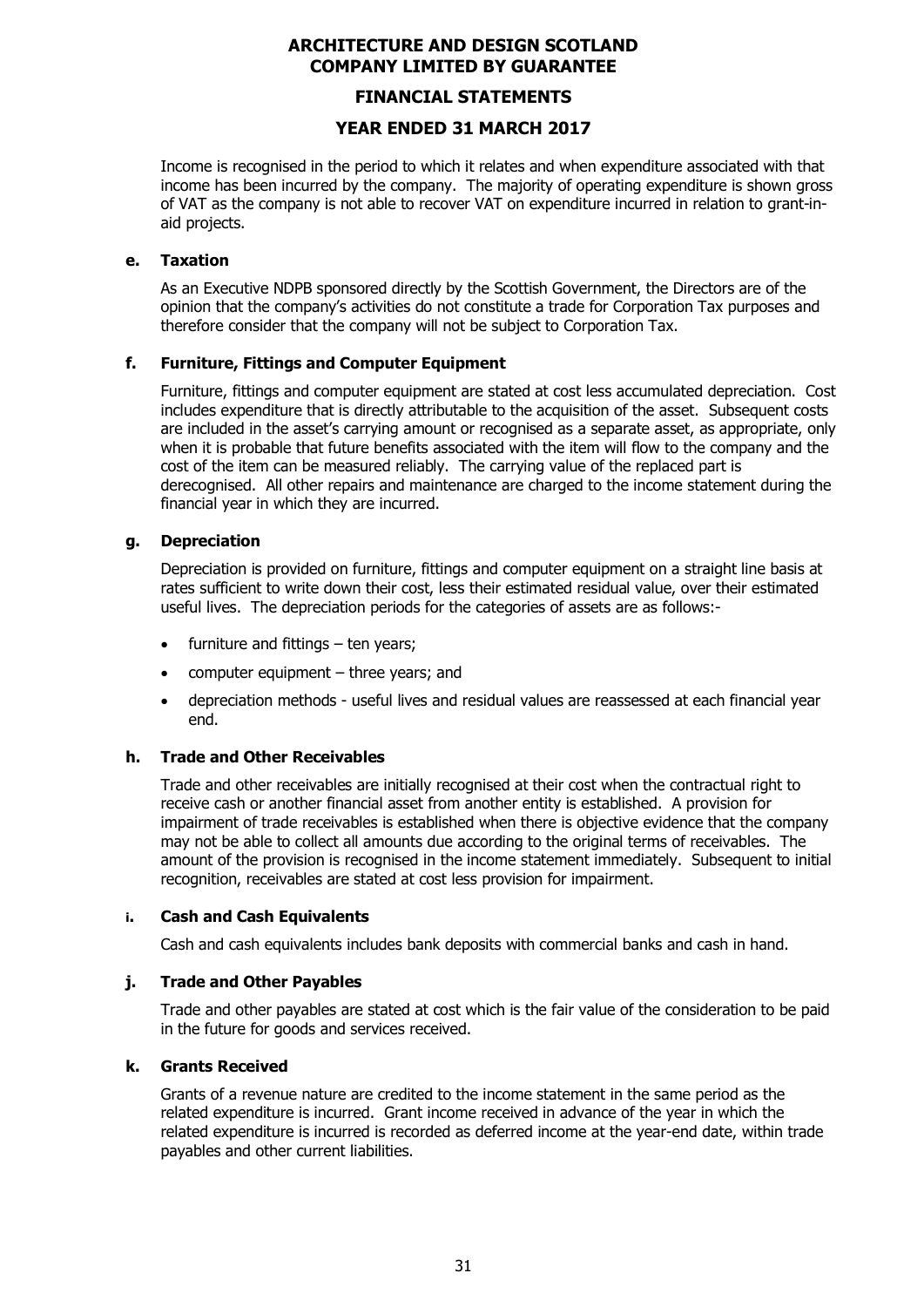Income is recognised in the period to which it relates and when expenditure associated with that income has been incurred by the company. The majority of operating expenditure is shown gross of VAT as the company is not able to recover VAT on expenditure incurred in relation to grant-in-aid projects.

### e. Taxation

As an Executive NDPB sponsored directly by the Scottish Government, the Directors are of the opinion that the company's activities do not constitute a trade for Corporation Tax purposes and therefore consider that the company will not be subject to Corporation Tax.

### f. Furniture, Fittings and Computer Equipment

Furniture, fittings and computer equipment are stated at cost less accumulated depreciation. Cost includes expenditure that is directly attributable to the acquisition of the asset. Subsequent costs are included in the asset's carrying amount or recognised as a separate asset, as appropriate, only when it is probable that future benefits associated with the item will flow to the company and the cost of the item can be measured reliably. The carrying value of the replaced part is derecognised. All other repairs and maintenance are charged to the income statement during the financial year in which they are incurred.

### g. Depreciation

Depreciation is provided on furniture, fittings and computer equipment on a straight line basis at rates sufficient to write down their cost, less their estimated residual value, over their estimated useful lives. The depreciation periods for the categories of assets are as follows:-

- furniture and fittings – ten years;
- computer equipment – three years; and
- depreciation methods - useful lives and residual values are reassessed at each financial year end.

### h. Trade and Other Receivables

Trade and other receivables are initially recognised at their cost when the contractual right to receive cash or another financial asset from another entity is established. A provision for impairment of trade receivables is established when there is objective evidence that the company may not be able to collect all amounts due according to the original terms of receivables. The amount of the provision is recognised in the income statement immediately. Subsequent to initial recognition, receivables are stated at cost less provision for impairment.

### i. Cash and Cash Equivalents

Cash and cash equivalents includes bank deposits with commercial banks and cash in hand.

### j. Trade and Other Payables

Trade and other payables are stated at cost which is the fair value of the consideration to be paid in the future for goods and services received.

### k. Grants Received

Grants of a revenue nature are credited to the income statement in the same period as the related expenditure is incurred. Grant income received in advance of the year in which the related expenditure is incurred is recorded as deferred income at the year-end date, within trade payables and other current liabilities.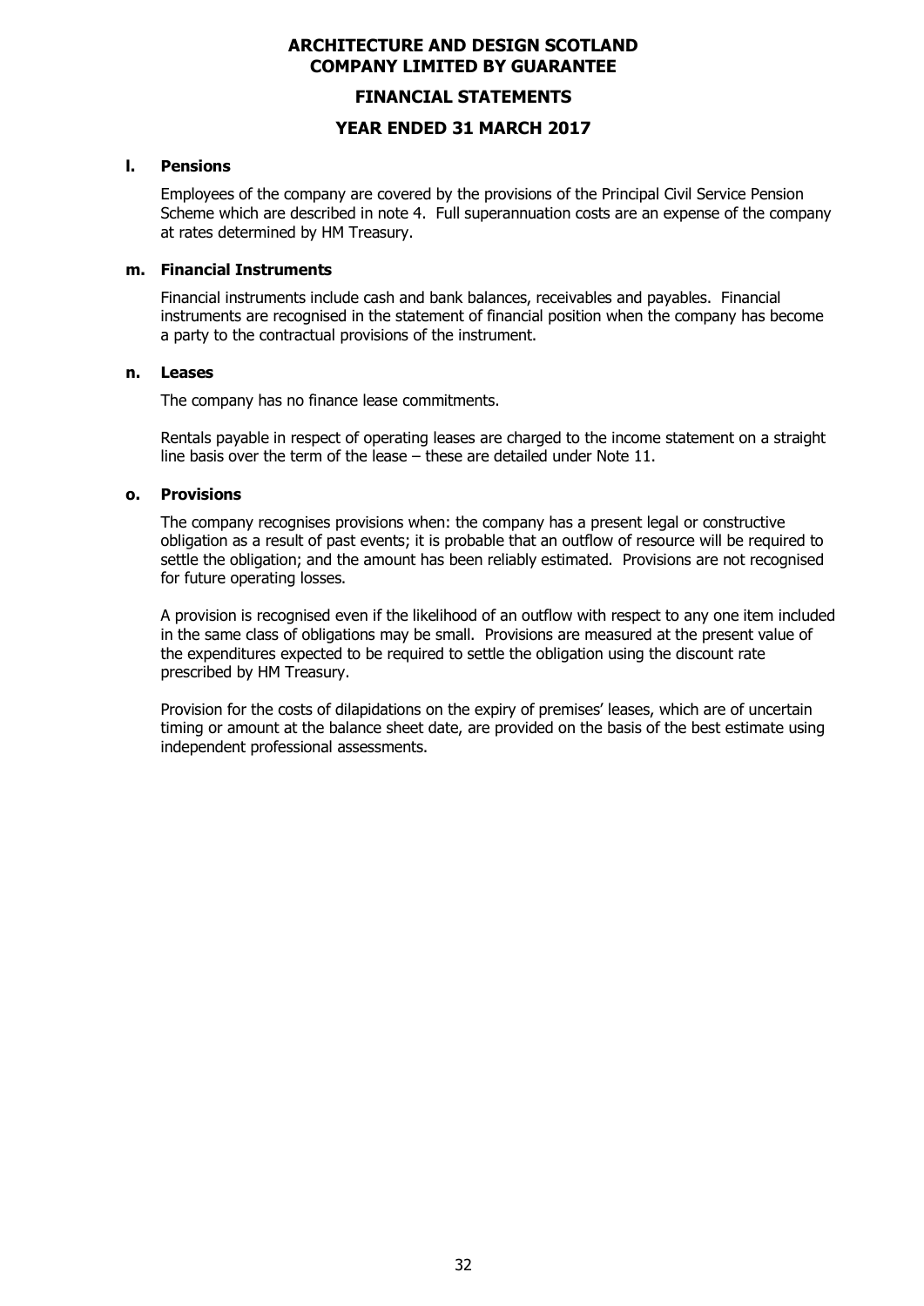**l. Pensions**

Employees of the company are covered by the provisions of the Principal Civil Service Pension Scheme which are described in note 4. Full superannuation costs are an expense of the company at rates determined by HM Treasury.

**m. Financial Instruments**

Financial instruments include cash and bank balances, receivables and payables. Financial instruments are recognised in the statement of financial position when the company has become a party to the contractual provisions of the instrument.

**n. Leases**

The company has no finance lease commitments.

Rentals payable in respect of operating leases are charged to the income statement on a straight line basis over the term of the lease – these are detailed under Note 11.

**o. Provisions**

The company recognises provisions when: the company has a present legal or constructive obligation as a result of past events; it is probable that an outflow of resource will be required to settle the obligation; and the amount has been reliably estimated. Provisions are not recognised for future operating losses.

A provision is recognised even if the likelihood of an outflow with respect to any one item included in the same class of obligations may be small. Provisions are measured at the present value of the expenditures expected to be required to settle the obligation using the discount rate prescribed by HM Treasury.

Provision for the costs of dilapidations on the expiry of premises' leases, which are of uncertain timing or amount at the balance sheet date, are provided on the basis of the best estimate using independent professional assessments.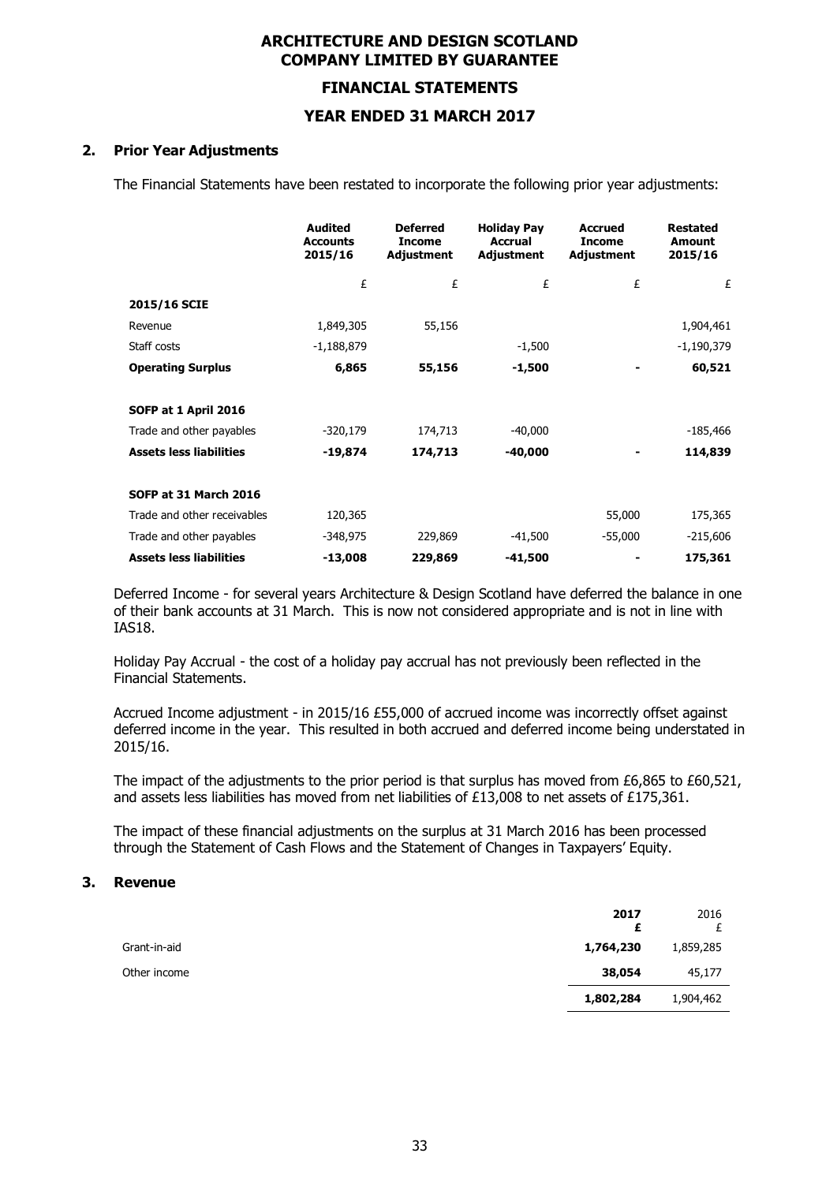## 2. Prior Year Adjustments

The Financial Statements have been restated to incorporate the following prior year adjustments:

| | Audited Accounts 2015/16 | Deferred Income Adjustment | Holiday Pay Accrual Adjustment | Accrued Income Adjustment | Restated Amount 2015/16 |
|---|---|---|---|---|---|
| | £ | £ | £ | £ | £ |
| **2015/16 SCIE** | | | | | |
| Revenue | 1,849,305 | 55,156 | | | 1,904,461 |
| Staff costs | -1,188,879 | | -1,500 | | -1,190,379 |
| **Operating Surplus** | **6,865** | **55,156** | **-1,500** | **-** | **60,521** |
| **SOFP at 1 April 2016** | | | | | |
| Trade and other payables | -320,179 | 174,713 | -40,000 | | -185,466 |
| **Assets less liabilities** | **-19,874** | **174,713** | **-40,000** | **-** | **114,839** |
| **SOFP at 31 March 2016** | | | | | |
| Trade and other receivables | 120,365 | | | 55,000 | 175,365 |
| Trade and other payables | -348,975 | 229,869 | -41,500 | -55,000 | -215,606 |
| **Assets less liabilities** | **-13,008** | **229,869** | **-41,500** | **-** | **175,361** |

Deferred Income - for several years Architecture & Design Scotland have deferred the balance in one of their bank accounts at 31 March. This is now not considered appropriate and is not in line with IAS18.

Holiday Pay Accrual - the cost of a holiday pay accrual has not previously been reflected in the Financial Statements.

Accrued Income adjustment - in 2015/16 £55,000 of accrued income was incorrectly offset against deferred income in the year. This resulted in both accrued and deferred income being understated in 2015/16.

The impact of the adjustments to the prior period is that surplus has moved from £6,865 to £60,521, and assets less liabilities has moved from net liabilities of £13,008 to net assets of £175,361.

The impact of these financial adjustments on the surplus at 31 March 2016 has been processed through the Statement of Cash Flows and the Statement of Changes in Taxpayers' Equity.

## 3. Revenue

| | 2017 | 2016 |
|---|---|---|
| | £ | £ |
| Grant-in-aid | **1,764,230** | 1,859,285 |
| Other income | **38,054** | 45,177 |
| | **1,802,284** | 1,904,462 |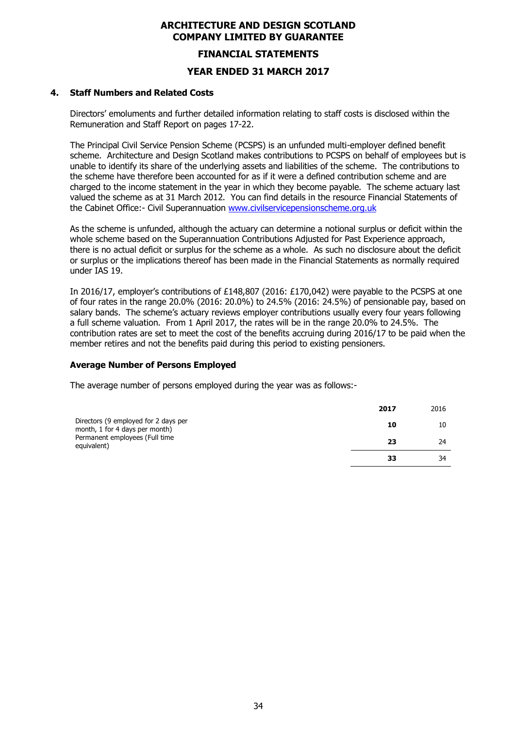## 4. Staff Numbers and Related Costs

Directors' emoluments and further detailed information relating to staff costs is disclosed within the Remuneration and Staff Report on pages 17-22.

The Principal Civil Service Pension Scheme (PCSPS) is an unfunded multi-employer defined benefit scheme. Architecture and Design Scotland makes contributions to PCSPS on behalf of employees but is unable to identify its share of the underlying assets and liabilities of the scheme. The contributions to the scheme have therefore been accounted for as if it were a defined contribution scheme and are charged to the income statement in the year in which they become payable. The scheme actuary last valued the scheme as at 31 March 2012. You can find details in the resource Financial Statements of the Cabinet Office:- Civil Superannuation www.civilservicepensionscheme.org.uk

As the scheme is unfunded, although the actuary can determine a notional surplus or deficit within the whole scheme based on the Superannuation Contributions Adjusted for Past Experience approach, there is no actual deficit or surplus for the scheme as a whole. As such no disclosure about the deficit or surplus or the implications thereof has been made in the Financial Statements as normally required under IAS 19.

In 2016/17, employer's contributions of £148,807 (2016: £170,042) were payable to the PCSPS at one of four rates in the range 20.0% (2016: 20.0%) to 24.5% (2016: 24.5%) of pensionable pay, based on salary bands. The scheme's actuary reviews employer contributions usually every four years following a full scheme valuation. From 1 April 2017, the rates will be in the range 20.0% to 24.5%. The contribution rates are set to meet the cost of the benefits accruing during 2016/17 to be paid when the member retires and not the benefits paid during this period to existing pensioners.

### Average Number of Persons Employed

The average number of persons employed during the year was as follows:-

| | **2017** | 2016 |
|---|---|---|
| Directors (9 employed for 2 days per month, 1 for 4 days per month) | **10** | 10 |
| Permanent employees (Full time equivalent) | **23** | 24 |
| | **33** | 34 |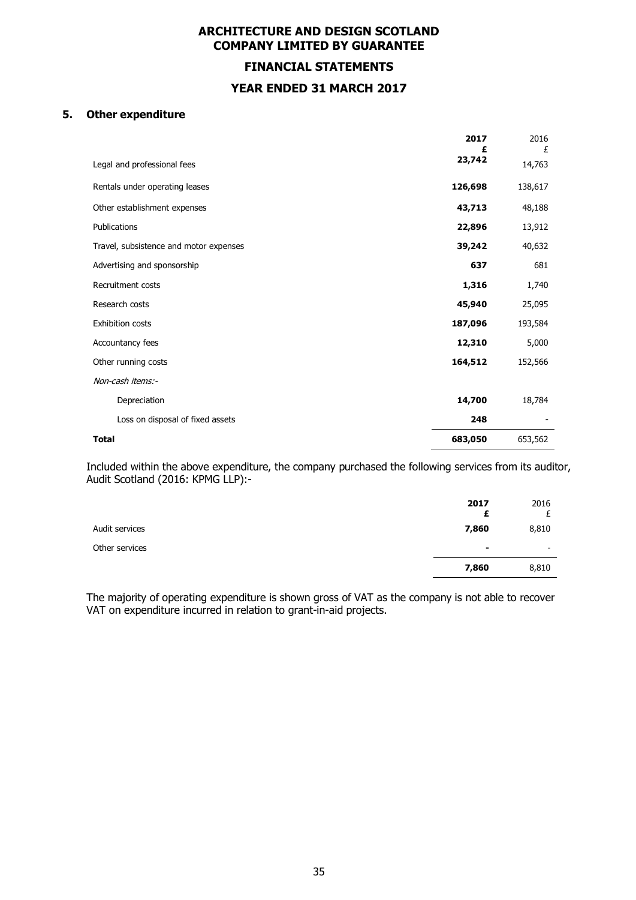# ARCHITECTURE AND DESIGN SCOTLAND
# COMPANY LIMITED BY GUARANTEE

## FINANCIAL STATEMENTS

## YEAR ENDED 31 MARCH 2017

### 5. Other expenditure

| | **2017** **£** | 2016 £ |
|---|---|---|
| Legal and professional fees | **23,742** | 14,763 |
| Rentals under operating leases | **126,698** | 138,617 |
| Other establishment expenses | **43,713** | 48,188 |
| Publications | **22,896** | 13,912 |
| Travel, subsistence and motor expenses | **39,242** | 40,632 |
| Advertising and sponsorship | **637** | 681 |
| Recruitment costs | **1,316** | 1,740 |
| Research costs | **45,940** | 25,095 |
| Exhibition costs | **187,096** | 193,584 |
| Accountancy fees | **12,310** | 5,000 |
| Other running costs | **164,512** | 152,566 |
| *Non-cash items:-* | | |
| Depreciation | **14,700** | 18,784 |
| Loss on disposal of fixed assets | **248** | - |
| **Total** | **683,050** | 653,562 |

Included within the above expenditure, the company purchased the following services from its auditor, Audit Scotland (2016: KPMG LLP):-

| | **2017** **£** | 2016 £ |
|---|---|---|
| Audit services | **7,860** | 8,810 |
| Other services | **-** | - |
| | **7,860** | 8,810 |

The majority of operating expenditure is shown gross of VAT as the company is not able to recover VAT on expenditure incurred in relation to grant-in-aid projects.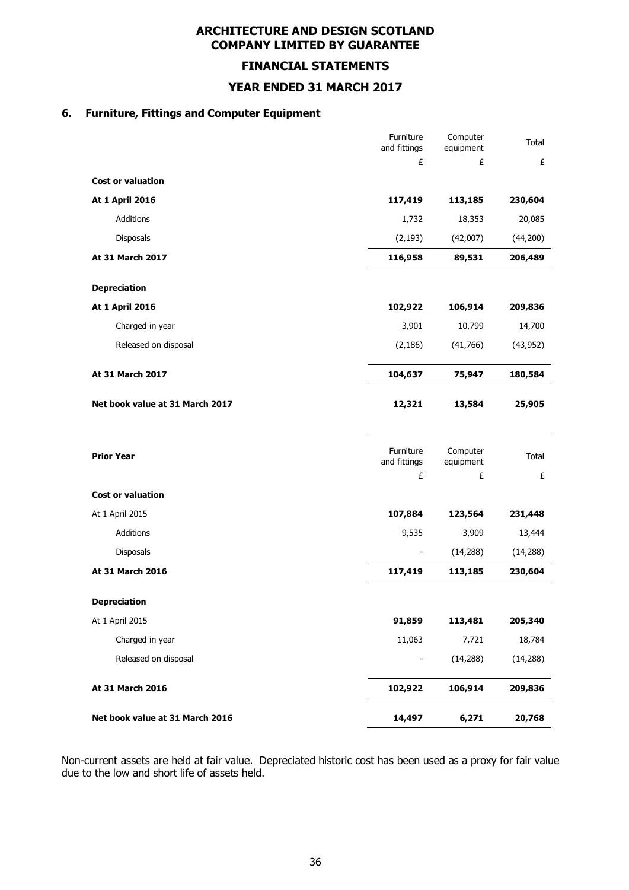# ARCHITECTURE AND DESIGN SCOTLAND
# COMPANY LIMITED BY GUARANTEE

## FINANCIAL STATEMENTS

## YEAR ENDED 31 MARCH 2017

### 6. Furniture, Fittings and Computer Equipment

| | Furniture and fittings | Computer equipment | Total |
|---|---|---|---|
| | £ | £ | £ |
| **Cost or valuation** | | | |
| **At 1 April 2016** | **117,419** | **113,185** | **230,604** |
| Additions | 1,732 | 18,353 | 20,085 |
| Disposals | (2,193) | (42,007) | (44,200) |
| **At 31 March 2017** | **116,958** | **89,531** | **206,489** |
| **Depreciation** | | | |
| **At 1 April 2016** | **102,922** | **106,914** | **209,836** |
| Charged in year | 3,901 | 10,799 | 14,700 |
| Released on disposal | (2,186) | (41,766) | (43,952) |
| **At 31 March 2017** | **104,637** | **75,947** | **180,584** |
| **Net book value at 31 March 2017** | **12,321** | **13,584** | **25,905** |

| **Prior Year** | Furniture and fittings | Computer equipment | Total |
|---|---|---|---|
| | £ | £ | £ |
| **Cost or valuation** | | | |
| At 1 April 2015 | **107,884** | **123,564** | **231,448** |
| Additions | 9,535 | 3,909 | 13,444 |
| Disposals | - | (14,288) | (14,288) |
| **At 31 March 2016** | **117,419** | **113,185** | **230,604** |
| **Depreciation** | | | |
| At 1 April 2015 | **91,859** | **113,481** | **205,340** |
| Charged in year | 11,063 | 7,721 | 18,784 |
| Released on disposal | - | (14,288) | (14,288) |
| **At 31 March 2016** | **102,922** | **106,914** | **209,836** |
| **Net book value at 31 March 2016** | **14,497** | **6,271** | **20,768** |

Non-current assets are held at fair value. Depreciated historic cost has been used as a proxy for fair value due to the low and short life of assets held.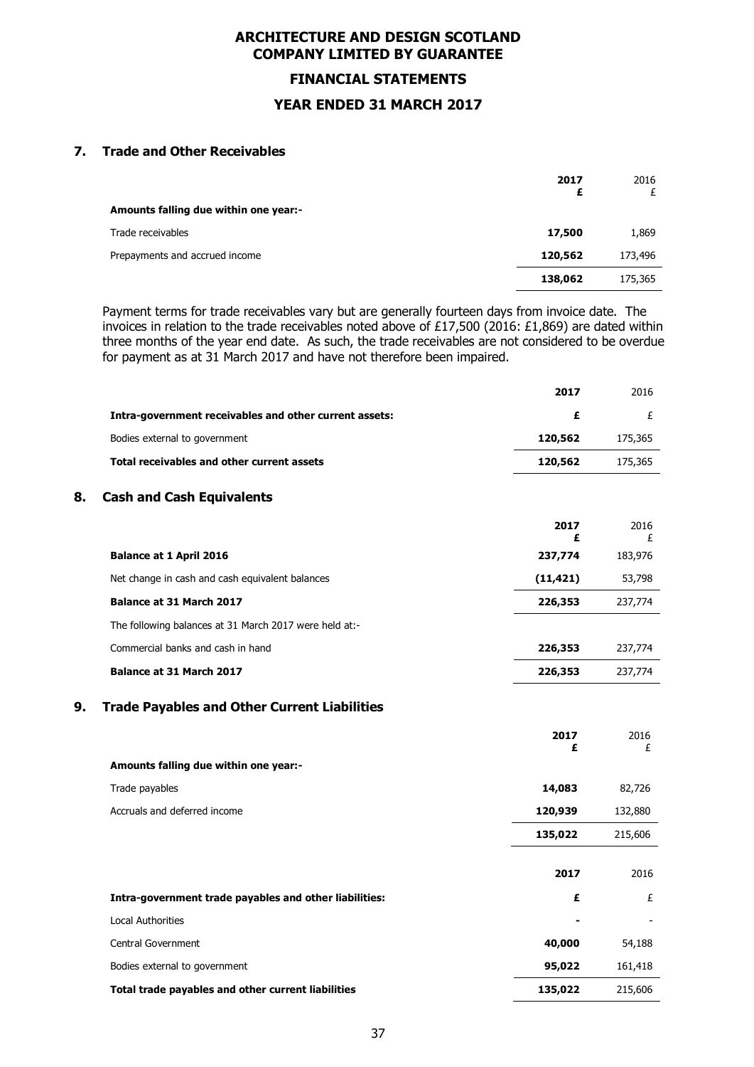## 7. Trade and Other Receivables

| | 2017<br>£ | 2016<br>£ |
|---|---|---|
| **Amounts falling due within one year:-** | | |
| Trade receivables | **17,500** | 1,869 |
| Prepayments and accrued income | **120,562** | 173,496 |
| | **138,062** | 175,365 |

Payment terms for trade receivables vary but are generally fourteen days from invoice date. The invoices in relation to the trade receivables noted above of £17,500 (2016: £1,869) are dated within three months of the year end date. As such, the trade receivables are not considered to be overdue for payment as at 31 March 2017 and have not therefore been impaired.

| | 2017 | 2016 |
|---|---|---|
| **Intra-government receivables and other current assets:** | **£** | £ |
| Bodies external to government | **120,562** | 175,365 |
| **Total receivables and other current assets** | **120,562** | 175,365 |

## 8. Cash and Cash Equivalents

| | 2017<br>£ | 2016<br>£ |
|---|---|---|
| **Balance at 1 April 2016** | **237,774** | 183,976 |
| Net change in cash and cash equivalent balances | **(11,421)** | 53,798 |
| **Balance at 31 March 2017** | **226,353** | 237,774 |
| The following balances at 31 March 2017 were held at:- | | |
| Commercial banks and cash in hand | **226,353** | 237,774 |
| **Balance at 31 March 2017** | **226,353** | 237,774 |

## 9. Trade Payables and Other Current Liabilities

| | 2017<br>£ | 2016<br>£ |
|---|---|---|
| **Amounts falling due within one year:-** | | |
| Trade payables | **14,083** | 82,726 |
| Accruals and deferred income | **120,939** | 132,880 |
| | **135,022** | 215,606 |

| | 2017 | 2016 |
|---|---|---|
| **Intra-government trade payables and other liabilities:** | **£** | £ |
| Local Authorities | **-** | - |
| Central Government | **40,000** | 54,188 |
| Bodies external to government | **95,022** | 161,418 |
| **Total trade payables and other current liabilities** | **135,022** | 215,606 |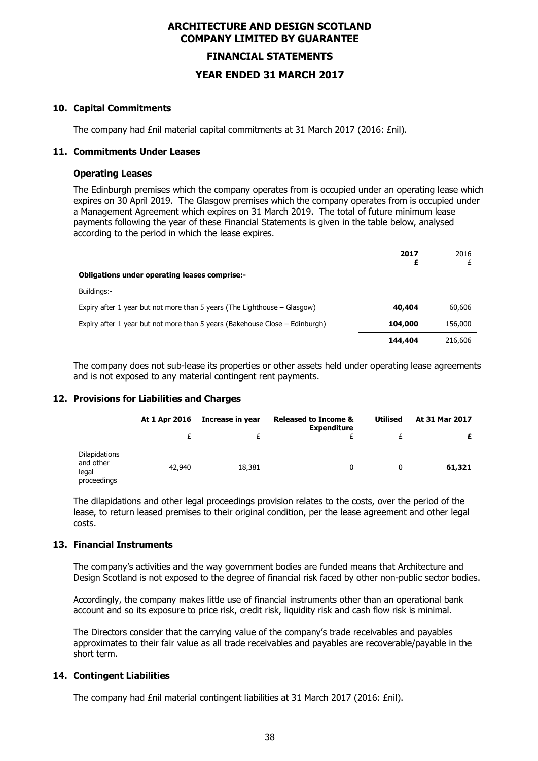# ARCHITECTURE AND DESIGN SCOTLAND
# COMPANY LIMITED BY GUARANTEE
## FINANCIAL STATEMENTS
## YEAR ENDED 31 MARCH 2017

### 10. Capital Commitments

The company had £nil material capital commitments at 31 March 2017 (2016: £nil).

### 11. Commitments Under Leases

#### Operating Leases

The Edinburgh premises which the company operates from is occupied under an operating lease which expires on 30 April 2019. The Glasgow premises which the company operates from is occupied under a Management Agreement which expires on 31 March 2019. The total of future minimum lease payments following the year of these Financial Statements is given in the table below, analysed according to the period in which the lease expires.

| | **2017** **£** | 2016 £ |
|---|---|---|
| **Obligations under operating leases comprise:-** | | |
| Buildings:- | | |
| Expiry after 1 year but not more than 5 years (The Lighthouse – Glasgow) | **40,404** | 60,606 |
| Expiry after 1 year but not more than 5 years (Bakehouse Close – Edinburgh) | **104,000** | 156,000 |
| | **144,404** | 216,606 |

The company does not sub-lease its properties or other assets held under operating lease agreements and is not exposed to any material contingent rent payments.

### 12. Provisions for Liabilities and Charges

| | At 1 Apr 2016 | Increase in year | Released to Income & Expenditure | Utilised | At 31 Mar 2017 |
|---|---|---|---|---|---|
| | £ | £ | £ | £ | **£** |
| Dilapidations and other legal proceedings | 42,940 | 18,381 | 0 | 0 | **61,321** |

The dilapidations and other legal proceedings provision relates to the costs, over the period of the lease, to return leased premises to their original condition, per the lease agreement and other legal costs.

### 13. Financial Instruments

The company's activities and the way government bodies are funded means that Architecture and Design Scotland is not exposed to the degree of financial risk faced by other non-public sector bodies.

Accordingly, the company makes little use of financial instruments other than an operational bank account and so its exposure to price risk, credit risk, liquidity risk and cash flow risk is minimal.

The Directors consider that the carrying value of the company's trade receivables and payables approximates to their fair value as all trade receivables and payables are recoverable/payable in the short term.

### 14. Contingent Liabilities

The company had £nil material contingent liabilities at 31 March 2017 (2016: £nil).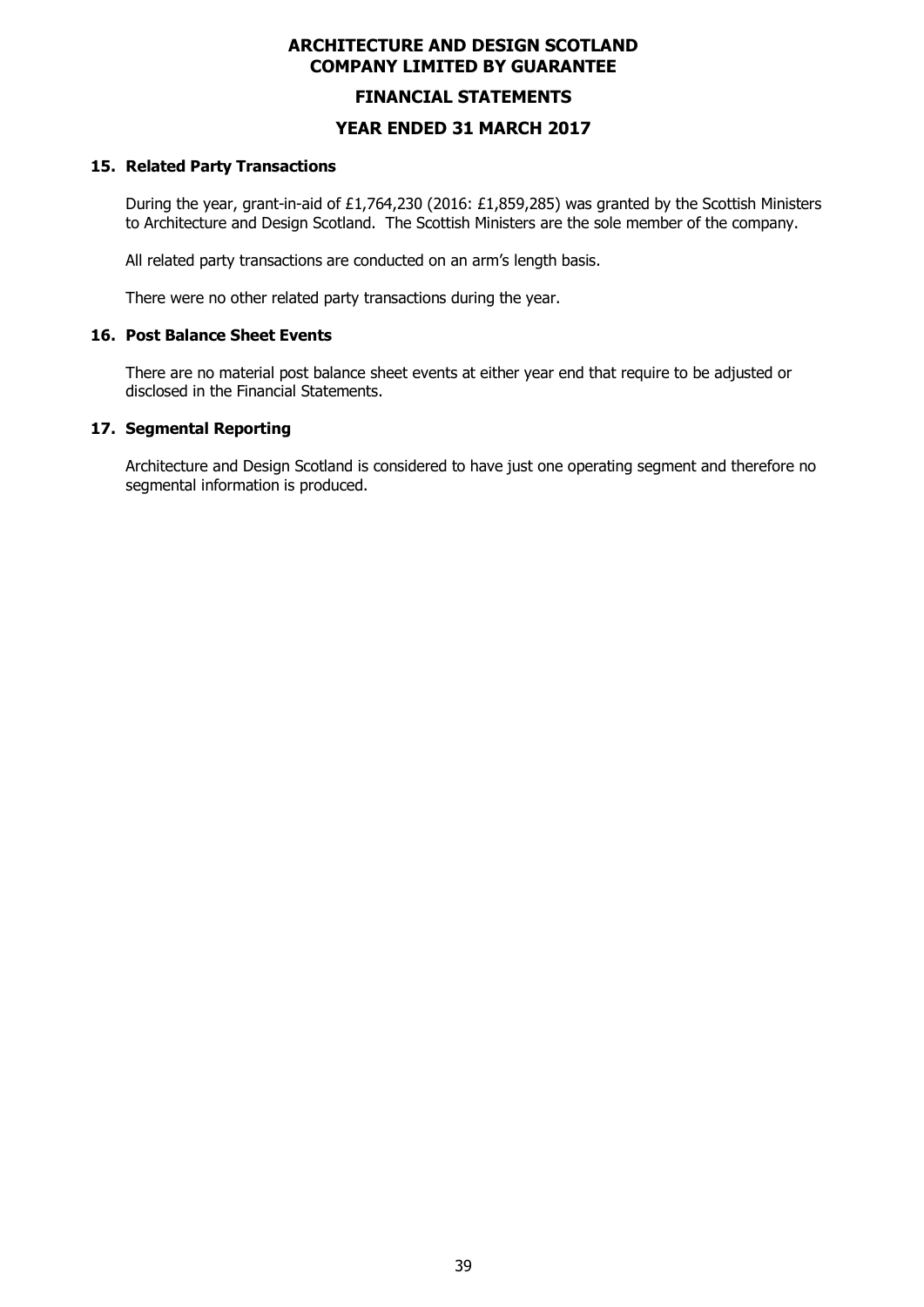# ARCHITECTURE AND DESIGN SCOTLAND
# COMPANY LIMITED BY GUARANTEE

## FINANCIAL STATEMENTS

## YEAR ENDED 31 MARCH 2017

### 15. Related Party Transactions

During the year, grant-in-aid of £1,764,230 (2016: £1,859,285) was granted by the Scottish Ministers to Architecture and Design Scotland. The Scottish Ministers are the sole member of the company.

All related party transactions are conducted on an arm's length basis.

There were no other related party transactions during the year.

### 16. Post Balance Sheet Events

There are no material post balance sheet events at either year end that require to be adjusted or disclosed in the Financial Statements.

### 17. Segmental Reporting

Architecture and Design Scotland is considered to have just one operating segment and therefore no segmental information is produced.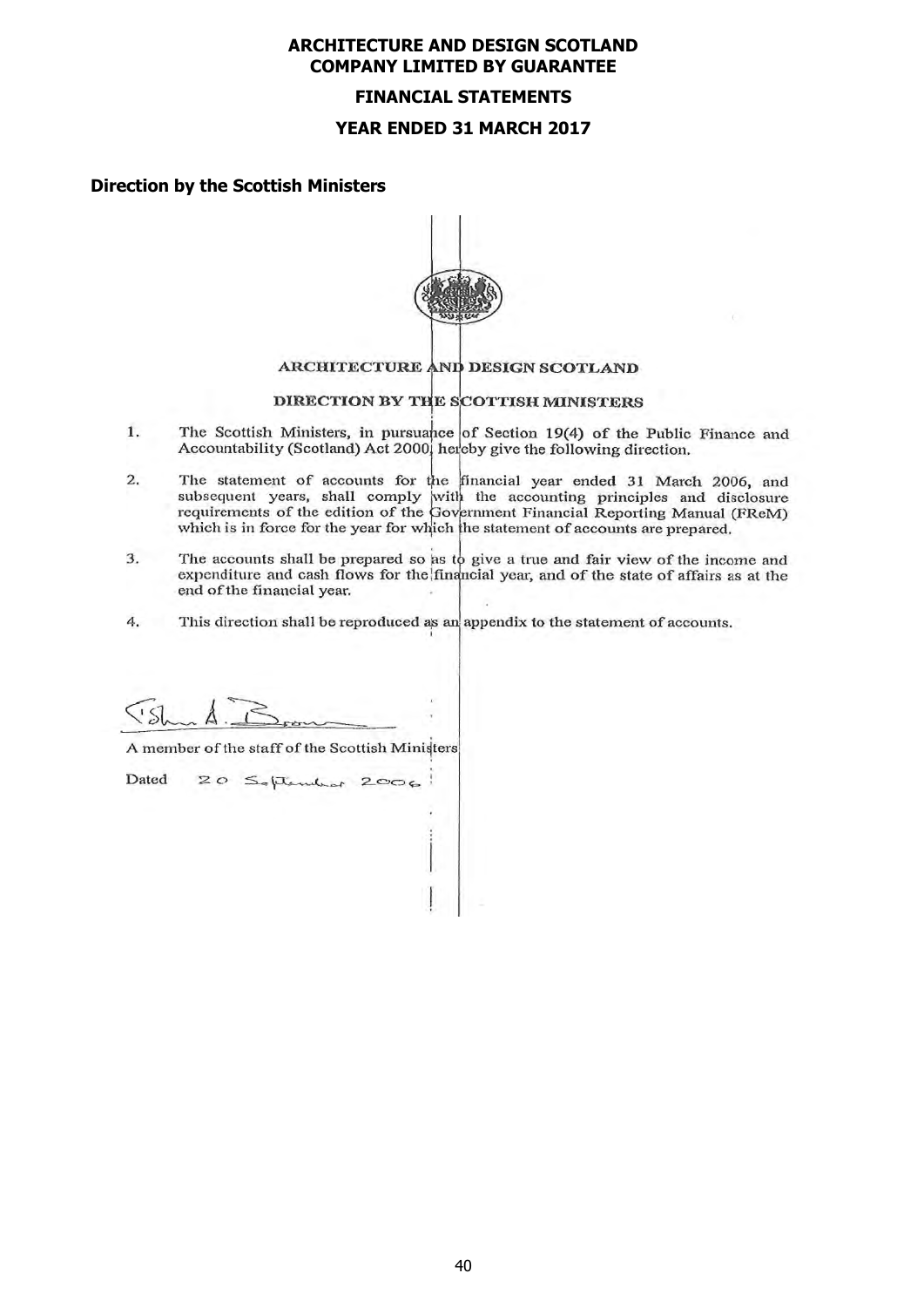# ARCHITECTURE AND DESIGN SCOTLAND
# COMPANY LIMITED BY GUARANTEE

## FINANCIAL STATEMENTS

## YEAR ENDED 31 MARCH 2017

### Direction by the Scottish Ministers

ARCHITECTURE AND DESIGN SCOTLAND

DIRECTION BY THE SCOTTISH MINISTERS

1. The Scottish Ministers, in pursuance of Section 19(4) of the Public Finance and Accountability (Scotland) Act 2000, hereby give the following direction.

2. The statement of accounts for the financial year ended 31 March 2006, and subsequent years, shall comply with the accounting principles and disclosure requirements of the edition of the Government Financial Reporting Manual (FReM) which is in force for the year for which the statement of accounts are prepared.

3. The accounts shall be prepared so as to give a true and fair view of the income and expenditure and cash flows for the financial year, and of the state of affairs as at the end of the financial year.

4. This direction shall be reproduced as an appendix to the statement of accounts.

A member of the staff of the Scottish Ministers

Dated 20 September 2006